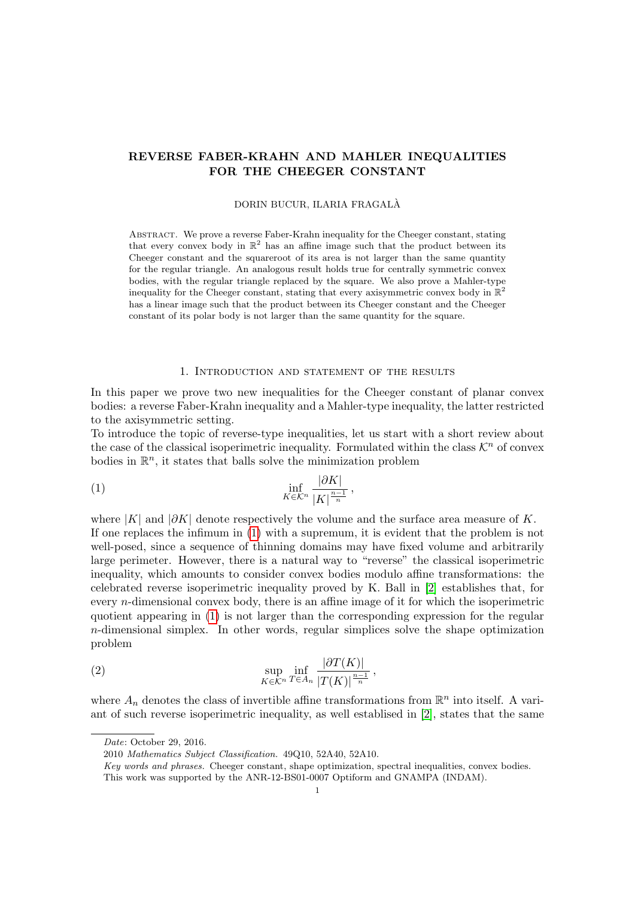# REVERSE FABER-KRAHN AND MAHLER INEQUALITIES FOR THE CHEEGER CONSTANT

DORIN BUCUR, ILARIA FRAGALÀ

Abstract. We prove a reverse Faber-Krahn inequality for the Cheeger constant, stating that every convex body in $\mathbb{R}^2$ has an affine image such that the product between its Cheeger constant and the squareroot of its area is not larger than the same quantity for the regular triangle. An analogous result holds true for centrally symmetric convex bodies, with the regular triangle replaced by the square. We also prove a Mahler-type inequality for the Cheeger constant, stating that every axisymmetric convex body in $\mathbb{R}^2$ has a linear image such that the product between its Cheeger constant and the Cheeger constant of its polar body is not larger than the same quantity for the square.

## 1. Introduction and statement of the results

In this paper we prove two new inequalities for the Cheeger constant of planar convex bodies: a reverse Faber-Krahn inequality and a Mahler-type inequality, the latter restricted to the axisymmetric setting.

To introduce the topic of reverse-type inequalities, let us start with a short review about the case of the classical isoperimetric inequality. Formulated within the class $\mathcal{K}^n$ of convex bodies in $\mathbb{R}^n$, it states that balls solve the minimization problem

$$\inf_{K \in \mathcal{K}^n} \frac{|\partial K|}{|K|^{\frac{n-1}{n}}}, \tag{1}$$

where $|K|$ and $|\partial K|$ denote respectively the volume and the surface area measure of $K$.

If one replaces the infimum in (1) with a supremum, it is evident that the problem is not well-posed, since a sequence of thinning domains may have fixed volume and arbitrarily large perimeter. However, there is a natural way to "reverse" the classical isoperimetric inequality, which amounts to consider convex bodies modulo affine transformations: the celebrated reverse isoperimetric inequality proved by K. Ball in [2] establishes that, for every $n$-dimensional convex body, there is an affine image of it for which the isoperimetric quotient appearing in (1) is not larger than the corresponding expression for the regular $n$-dimensional simplex. In other words, regular simplices solve the shape optimization problem

$$\sup_{K \in \mathcal{K}^n} \inf_{T \in A_n} \frac{|\partial T(K)|}{|T(K)|^{\frac{n-1}{n}}}, \tag{2}$$

where $A_n$ denotes the class of invertible affine transformations from $\mathbb{R}^n$ into itself. A variant of such reverse isoperimetric inequality, as well establised in [2], states that the same

---

*Date*: October 29, 2016.

2010 *Mathematics Subject Classification.* 49Q10, 52A40, 52A10.

*Key words and phrases.* Cheeger constant, shape optimization, spectral inequalities, convex bodies.

This work was supported by the ANR-12-BS01-0007 Optiform and GNAMPA (INDAM).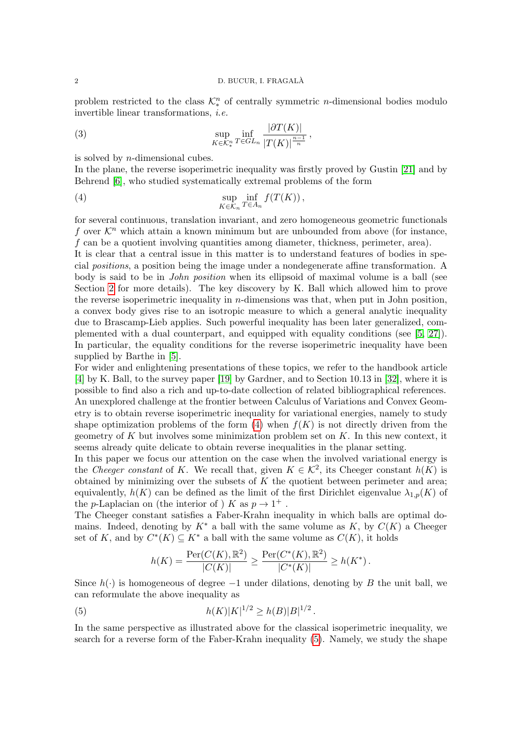problem restricted to the class $\mathcal{K}^n_*$ of centrally symmetric $n$-dimensional bodies modulo invertible linear transformations, *i.e.*

$$\sup_{K \in \mathcal{K}^n_*} \inf_{T \in GL_n} \frac{|\partial T(K)|}{|T(K)|^{\frac{n-1}{n}}}\,, \tag{3}$$

is solved by $n$-dimensional cubes.

In the plane, the reverse isoperimetric inequality was firstly proved by Gustin [21] and by Behrend [6], who studied systematically extremal problems of the form

$$\sup_{K \in \mathcal{K}_n} \inf_{T \in A_n} f(T(K))\,, \tag{4}$$

for several continuous, translation invariant, and zero homogeneous geometric functionals $f$ over $\mathcal{K}^n$ which attain a known minimum but are unbounded from above (for instance, $f$ can be a quotient involving quantities among diameter, thickness, perimeter, area).

It is clear that a central issue in this matter is to understand features of bodies in special *positions*, a position being the image under a nondegenerate affine transformation. A body is said to be in *John position* when its ellipsoid of maximal volume is a ball (see Section 2 for more details). The key discovery by K. Ball which allowed him to prove the reverse isoperimetric inequality in $n$-dimensions was that, when put in John position, a convex body gives rise to an isotropic measure to which a general analytic inequality due to Brascamp-Lieb applies. Such powerful inequality has been later generalized, complemented with a dual counterpart, and equipped with equality conditions (see [5, 27]). In particular, the equality conditions for the reverse isoperimetric inequality have been supplied by Barthe in [5].

For wider and enlightening presentations of these topics, we refer to the handbook article [4] by K. Ball, to the survey paper [19] by Gardner, and to Section 10.13 in [32], where it is possible to find also a rich and up-to-date collection of related bibliographical references.

An unexplored challenge at the frontier between Calculus of Variations and Convex Geometry is to obtain reverse isoperimetric inequality for variational energies, namely to study shape optimization problems of the form (4) when $f(K)$ is not directly driven from the geometry of $K$ but involves some minimization problem set on $K$. In this new context, it seems already quite delicate to obtain reverse inequalities in the planar setting.

In this paper we focus our attention on the case when the involved variational energy is the *Cheeger constant* of $K$. We recall that, given $K \in \mathcal{K}^2$, its Cheeger constant $h(K)$ is obtained by minimizing over the subsets of $K$ the quotient between perimeter and area; equivalently, $h(K)$ can be defined as the limit of the first Dirichlet eigenvalue $\lambda_{1,p}(K)$ of the $p$-Laplacian on (the interior of ) $K$ as $p \to 1^+$ .

The Cheeger constant satisfies a Faber-Krahn inequality in which balls are optimal domains. Indeed, denoting by $K^*$ a ball with the same volume as $K$, by $C(K)$ a Cheeger set of $K$, and by $C^*(K) \subseteq K^*$ a ball with the same volume as $C(K)$, it holds

$$h(K) = \frac{\mathrm{Per}(C(K), \mathbb{R}^2)}{|C(K)|} \geq \frac{\mathrm{Per}(C^*(K), \mathbb{R}^2)}{|C^*(K)|} \geq h(K^*)\,.$$

Since $h(\cdot)$ is homogeneous of degree $-1$ under dilations, denoting by $B$ the unit ball, we can reformulate the above inequality as

$$h(K)|K|^{1/2} \geq h(B)|B|^{1/2}\,. \tag{5}$$

In the same perspective as illustrated above for the classical isoperimetric inequality, we search for a reverse form of the Faber-Krahn inequality (5). Namely, we study the shape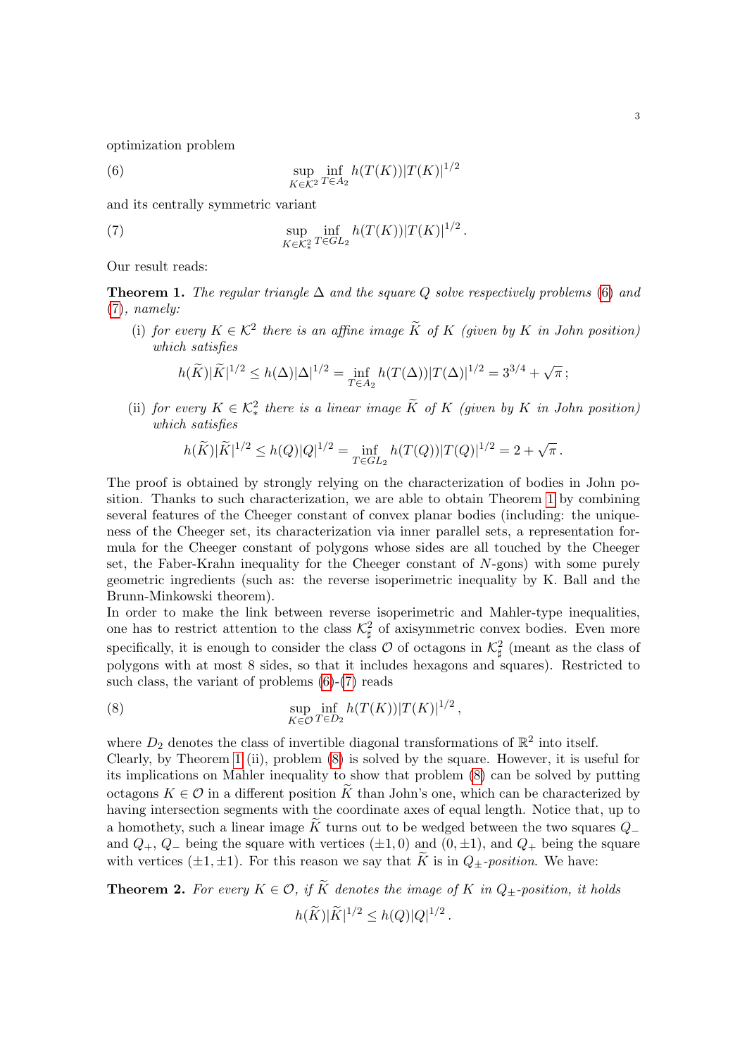optimization problem

$$\sup_{K\in\mathcal{K}^2}\inf_{T\in A_2} h(T(K))|T(K)|^{1/2} \tag{6}$$

and its centrally symmetric variant

$$\sup_{K\in\mathcal{K}^2_*}\inf_{T\in GL_2} h(T(K))|T(K)|^{1/2}\,. \tag{7}$$

Our result reads:

**Theorem 1.** *The regular triangle $\Delta$ and the square $Q$ solve respectively problems (6) and (7), namely:*

(i) *for every $K\in\mathcal{K}^2$ there is an affine image $\widetilde{K}$ of $K$ (given by $K$ in John position) which satisfies*

$$h(\widetilde{K})|\widetilde{K}|^{1/2}\le h(\Delta)|\Delta|^{1/2}=\inf_{T\in A_2} h(T(\Delta))|T(\Delta)|^{1/2}=3^{3/4}+\sqrt{\pi}\,;$$

(ii) *for every $K\in\mathcal{K}^2_*$ there is a linear image $\widetilde{K}$ of $K$ (given by $K$ in John position) which satisfies*

$$h(\widetilde{K})|\widetilde{K}|^{1/2}\le h(Q)|Q|^{1/2}=\inf_{T\in GL_2} h(T(Q))|T(Q)|^{1/2}=2+\sqrt{\pi}\,.$$

The proof is obtained by strongly relying on the characterization of bodies in John position. Thanks to such characterization, we are able to obtain Theorem 1 by combining several features of the Cheeger constant of convex planar bodies (including: the uniqueness of the Cheeger set, its characterization via inner parallel sets, a representation formula for the Cheeger constant of polygons whose sides are all touched by the Cheeger set, the Faber-Krahn inequality for the Cheeger constant of $N$-gons) with some purely geometric ingredients (such as: the reverse isoperimetric inequality by K. Ball and the Brunn-Minkowski theorem).
In order to make the link between reverse isoperimetric and Mahler-type inequalities, one has to restrict attention to the class $\mathcal{K}^2_\sharp$ of axisymmetric convex bodies. Even more specifically, it is enough to consider the class $\mathcal{O}$ of octagons in $\mathcal{K}^2_\sharp$ (meant as the class of polygons with at most 8 sides, so that it includes hexagons and squares). Restricted to such class, the variant of problems (6)-(7) reads

$$\sup_{K\in\mathcal{O}}\inf_{T\in D_2} h(T(K))|T(K)|^{1/2}\,, \tag{8}$$

where $D_2$ denotes the class of invertible diagonal transformations of $\mathbb{R}^2$ into itself.
Clearly, by Theorem 1 (ii), problem (8) is solved by the square. However, it is useful for its implications on Mahler inequality to show that problem (8) can be solved by putting octagons $K\in\mathcal{O}$ in a different position $\widetilde{K}$ than John's one, which can be characterized by having intersection segments with the coordinate axes of equal length. Notice that, up to a homothety, such a linear image $\widetilde{K}$ turns out to be wedged between the two squares $Q_-$ and $Q_+$, $Q_-$ being the square with vertices $(\pm1,0)$ and $(0,\pm1)$, and $Q_+$ being the square with vertices $(\pm1,\pm1)$. For this reason we say that $\widetilde{K}$ is in $Q_\pm$-*position*. We have:

**Theorem 2.** *For every $K\in\mathcal{O}$, if $\widetilde{K}$ denotes the image of $K$ in $Q_\pm$-position, it holds*

$$h(\widetilde{K})|\widetilde{K}|^{1/2}\le h(Q)|Q|^{1/2}\,.$$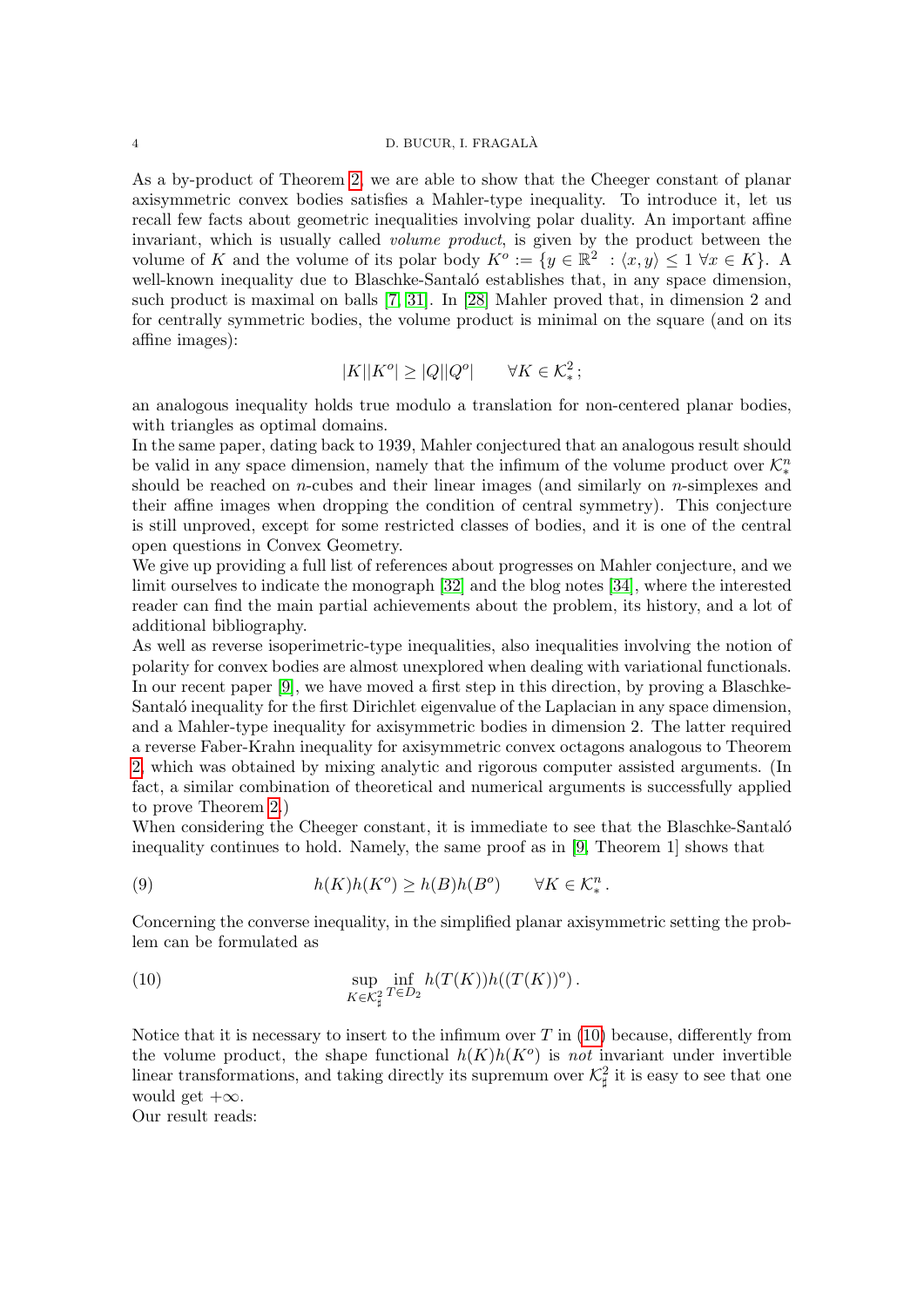As a by-product of Theorem 2, we are able to show that the Cheeger constant of planar axisymmetric convex bodies satisfies a Mahler-type inequality. To introduce it, let us recall few facts about geometric inequalities involving polar duality. An important affine invariant, which is usually called *volume product*, is given by the product between the volume of $K$ and the volume of its polar body $K^o := \{y \in \mathbb{R}^2 \ : \langle x, y \rangle \leq 1 \ \forall x \in K\}$. A well-known inequality due to Blaschke-Santaló establishes that, in any space dimension, such product is maximal on balls [7, 31]. In [28] Mahler proved that, in dimension 2 and for centrally symmetric bodies, the volume product is minimal on the square (and on its affine images):

$$|K||K^o| \geq |Q||Q^o| \qquad \forall K \in \mathcal{K}^2_* ;$$

an analogous inequality holds true modulo a translation for non-centered planar bodies, with triangles as optimal domains.

In the same paper, dating back to 1939, Mahler conjectured that an analogous result should be valid in any space dimension, namely that the infimum of the volume product over $\mathcal{K}^n_*$ should be reached on $n$-cubes and their linear images (and similarly on $n$-simplexes and their affine images when dropping the condition of central symmetry). This conjecture is still unproved, except for some restricted classes of bodies, and it is one of the central open questions in Convex Geometry.

We give up providing a full list of references about progresses on Mahler conjecture, and we limit ourselves to indicate the monograph [32] and the blog notes [34], where the interested reader can find the main partial achievements about the problem, its history, and a lot of additional bibliography.

As well as reverse isoperimetric-type inequalities, also inequalities involving the notion of polarity for convex bodies are almost unexplored when dealing with variational functionals. In our recent paper [9], we have moved a first step in this direction, by proving a Blaschke-Santaló inequality for the first Dirichlet eigenvalue of the Laplacian in any space dimension, and a Mahler-type inequality for axisymmetric bodies in dimension 2. The latter required a reverse Faber-Krahn inequality for axisymmetric convex octagons analogous to Theorem 2, which was obtained by mixing analytic and rigorous computer assisted arguments. (In fact, a similar combination of theoretical and numerical arguments is successfully applied to prove Theorem 2.)

When considering the Cheeger constant, it is immediate to see that the Blaschke-Santaló inequality continues to hold. Namely, the same proof as in [9, Theorem 1] shows that

$$h(K)h(K^o) \geq h(B)h(B^o) \qquad \forall K \in \mathcal{K}^n_* . \tag{9}$$

Concerning the converse inequality, in the simplified planar axisymmetric setting the problem can be formulated as

$$\sup_{K \in \mathcal{K}^2_\sharp} \inf_{T \in D_2} h(T(K))h((T(K))^o) . \tag{10}$$

Notice that it is necessary to insert to the infimum over $T$ in (10) because, differently from the volume product, the shape functional $h(K)h(K^o)$ is *not* invariant under invertible linear transformations, and taking directly its supremum over $\mathcal{K}^2_\sharp$ it is easy to see that one would get $+\infty$.

Our result reads: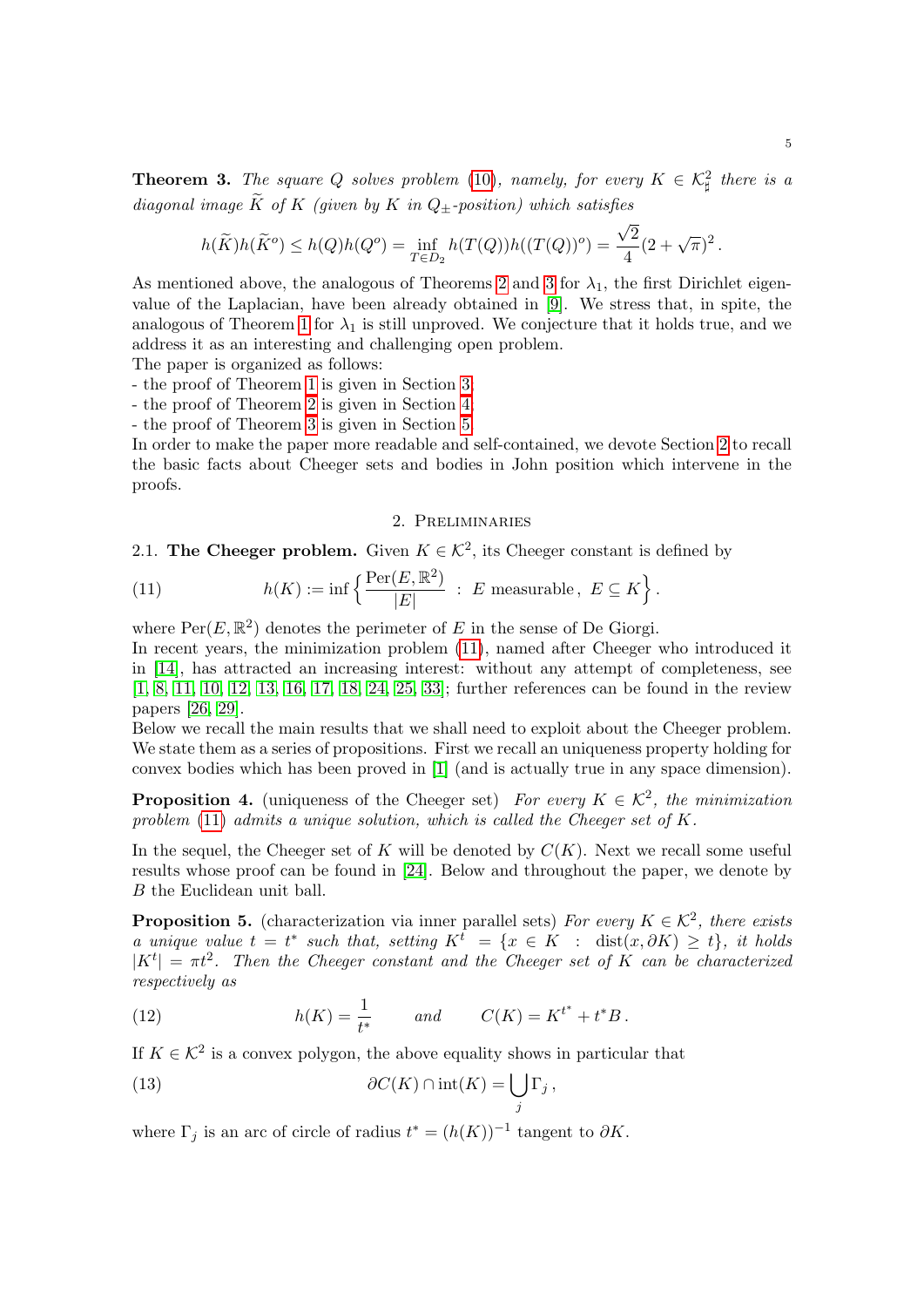**Theorem 3.** *The square $Q$ solves problem (10), namely, for every $K \in \mathcal{K}^2_\sharp$ there is a diagonal image $\widetilde{K}$ of $K$ (given by $K$ in $Q_\pm$-position) which satisfies*

$$h(\widetilde{K})h(\widetilde{K}^o) \leq h(Q)h(Q^o) = \inf_{T \in D_2} h(T(Q))h((T(Q))^o) = \frac{\sqrt{2}}{4}(2 + \sqrt{\pi})^2 .$$

As mentioned above, the analogous of Theorems 2 and 3 for $\lambda_1$, the first Dirichlet eigenvalue of the Laplacian, have been already obtained in [9]. We stress that, in spite, the analogous of Theorem 1 for $\lambda_1$ is still unproved. We conjecture that it holds true, and we address it as an interesting and challenging open problem.

The paper is organized as follows:

- the proof of Theorem 1 is given in Section 3
- the proof of Theorem 2 is given in Section 4
- the proof of Theorem 3 is given in Section 5.

In order to make the paper more readable and self-contained, we devote Section 2 to recall the basic facts about Cheeger sets and bodies in John position which intervene in the proofs.

## 2. Preliminaries

**2.1. The Cheeger problem.** Given $K \in \mathcal{K}^2$, its Cheeger constant is defined by

$$h(K) := \inf \Big\{ \frac{\mathrm{Per}(E, \mathbb{R}^2)}{|E|} \ : \ E \text{ measurable}, \ E \subseteq K \Big\} . \tag{11}$$

where $\mathrm{Per}(E, \mathbb{R}^2)$ denotes the perimeter of $E$ in the sense of De Giorgi.

In recent years, the minimization problem (11), named after Cheeger who introduced it in [14], has attracted an increasing interest: without any attempt of completeness, see [1, 8, 11, 10, 12, 13, 16, 17, 18, 24, 25, 33]; further references can be found in the review papers [26, 29].

Below we recall the main results that we shall need to exploit about the Cheeger problem. We state them as a series of propositions. First we recall an uniqueness property holding for convex bodies which has been proved in [1] (and is actually true in any space dimension).

**Proposition 4.** (uniqueness of the Cheeger set) *For every $K \in \mathcal{K}^2$, the minimization problem (11) admits a unique solution, which is called the Cheeger set of $K$.*

In the sequel, the Cheeger set of $K$ will be denoted by $C(K)$. Next we recall some useful results whose proof can be found in [24]. Below and throughout the paper, we denote by $B$ the Euclidean unit ball.

**Proposition 5.** (characterization via inner parallel sets) *For every $K \in \mathcal{K}^2$, there exists a unique value $t = t^*$ such that, setting $K^t = \{x \in K \ : \ \mathrm{dist}(x, \partial K) \geq t\}$, it holds $|K^t| = \pi t^2$. Then the Cheeger constant and the Cheeger set of $K$ can be characterized respectively as*

$$h(K) = \frac{1}{t^*} \qquad \text{and} \qquad C(K) = K^{t^*} + t^* B . \tag{12}$$

If $K \in \mathcal{K}^2$ is a convex polygon, the above equality shows in particular that

$$\partial C(K) \cap \mathrm{int}(K) = \bigcup_j \Gamma_j , \tag{13}$$

where $\Gamma_j$ is an arc of circle of radius $t^* = (h(K))^{-1}$ tangent to $\partial K$.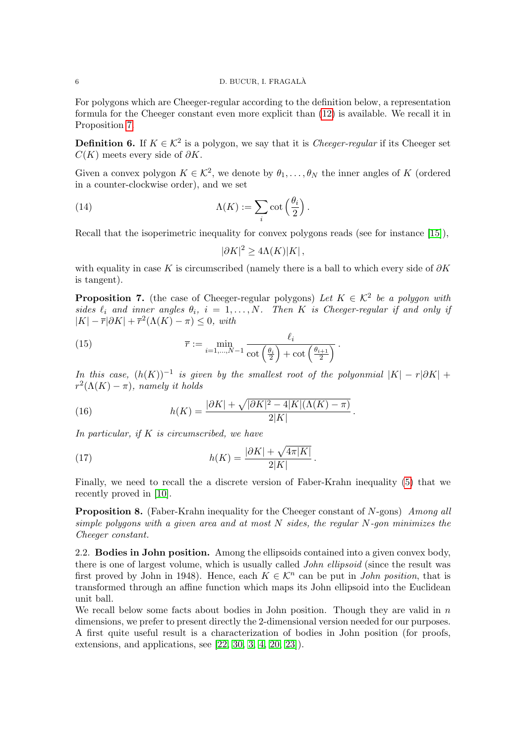For polygons which are Cheeger-regular according to the definition below, a representation formula for the Cheeger constant even more explicit than (12) is available. We recall it in Proposition 7.

**Definition 6.** If $K \in \mathcal{K}^2$ is a polygon, we say that it is *Cheeger-regular* if its Cheeger set $C(K)$ meets every side of $\partial K$.

Given a convex polygon $K \in \mathcal{K}^2$, we denote by $\theta_1, \dots, \theta_N$ the inner angles of $K$ (ordered in a counter-clockwise order), and we set

$$\Lambda(K) := \sum_i \cot\left(\frac{\theta_i}{2}\right). \tag{14}$$

Recall that the isoperimetric inequality for convex polygons reads (see for instance [15]),

$$|\partial K|^2 \geq 4\Lambda(K)|K|,$$

with equality in case $K$ is circumscribed (namely there is a ball to which every side of $\partial K$ is tangent).

**Proposition 7.** (the case of Cheeger-regular polygons) *Let $K \in \mathcal{K}^2$ be a polygon with sides $\ell_i$ and inner angles $\theta_i$, $i = 1, \dots, N$. Then $K$ is Cheeger-regular if and only if $|K| - \overline{r}|\partial K| + \overline{r}^2(\Lambda(K) - \pi) \leq 0$, with*

$$\overline{r} := \min_{i=1,\dots,N-1} \frac{\ell_i}{\cot\left(\frac{\theta_i}{2}\right) + \cot\left(\frac{\theta_{i+1}}{2}\right)}. \tag{15}$$

*In this case, $(h(K))^{-1}$ is given by the smallest root of the polyonmial $|K| - r|\partial K| + r^2(\Lambda(K) - \pi)$, namely it holds*

$$h(K) = \frac{|\partial K| + \sqrt{|\partial K|^2 - 4|K|(\Lambda(K) - \pi)}}{2|K|}. \tag{16}$$

*In particular, if $K$ is circumscribed, we have*

$$h(K) = \frac{|\partial K| + \sqrt{4\pi|K|}}{2|K|}. \tag{17}$$

Finally, we need to recall the a discrete version of Faber-Krahn inequality (5) that we recently proved in [10].

**Proposition 8.** (Faber-Krahn inequality for the Cheeger constant of $N$-gons) *Among all simple polygons with a given area and at most $N$ sides, the regular $N$-gon minimizes the Cheeger constant.*

2.2. **Bodies in John position.** Among the ellipsoids contained into a given convex body, there is one of largest volume, which is usually called *John ellipsoid* (since the result was first proved by John in 1948). Hence, each $K \in \mathcal{K}^n$ can be put in *John position*, that is transformed through an affine function which maps its John ellipsoid into the Euclidean unit ball.

We recall below some facts about bodies in John position. Though they are valid in $n$ dimensions, we prefer to present directly the 2-dimensional version needed for our purposes. A first quite useful result is a characterization of bodies in John position (for proofs, extensions, and applications, see [22, 30, 3, 4, 20, 23]).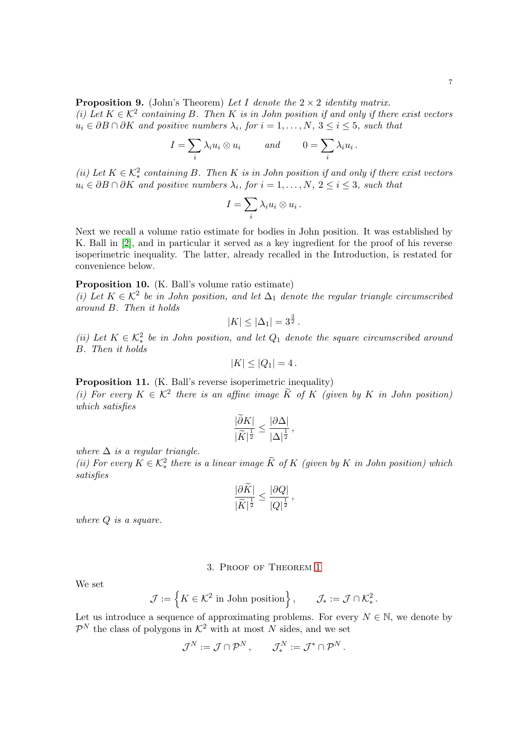**Proposition 9.** (John's Theorem) *Let $I$ denote the $2 \times 2$ identity matrix.*
*(i) Let $K \in \mathcal{K}^2$ containing $B$. Then $K$ is in John position if and only if there exist vectors $u_i \in \partial B \cap \partial K$ and positive numbers $\lambda_i$, for $i = 1, \dots, N$, $3 \le i \le 5$, such that*

$$I = \sum_i \lambda_i u_i \otimes u_i \qquad \text{and} \qquad 0 = \sum_i \lambda_i u_i \,.$$

*(ii) Let $K \in \mathcal{K}^2_*$ containing $B$. Then $K$ is in John position if and only if there exist vectors $u_i \in \partial B \cap \partial K$ and positive numbers $\lambda_i$, for $i = 1, \dots, N$, $2 \le i \le 3$, such that*

$$I = \sum_i \lambda_i u_i \otimes u_i \,.$$

Next we recall a volume ratio estimate for bodies in John position. It was established by K. Ball in [2], and in particular it served as a key ingredient for the proof of his reverse isoperimetric inequality. The latter, already recalled in the Introduction, is restated for convenience below.

**Proposition 10.** (K. Ball's volume ratio estimate)
*(i) Let $K \in \mathcal{K}^2$ be in John position, and let $\Delta_1$ denote the regular triangle circumscribed around $B$. Then it holds*

$$|K| \le |\Delta_1| = 3^{\frac{3}{2}} \,.$$

*(ii) Let $K \in \mathcal{K}^2_*$ be in John position, and let $Q_1$ denote the square circumscribed around $B$. Then it holds*

$$|K| \le |Q_1| = 4 \,.$$

**Proposition 11.** (K. Ball's reverse isoperimetric inequality)
*(i) For every $K \in \mathcal{K}^2$ there is an affine image $\widetilde{K}$ of $K$ (given by $K$ in John position) which satisfies*

$$\frac{|\widetilde{\partial} K|}{|\widetilde{K}|^{\frac{1}{2}}} \le \frac{|\partial \Delta|}{|\Delta|^{\frac{1}{2}}} \,,$$

*where $\Delta$ is a regular triangle.*
*(ii) For every $K \in \mathcal{K}^2_*$ there is a linear image $\widetilde{K}$ of $K$ (given by $K$ in John position) which satisfies*

$$\frac{|\partial \widetilde{K}|}{|\widetilde{K}|^{\frac{1}{2}}} \le \frac{|\partial Q|}{|Q|^{\frac{1}{2}}} \,,$$

*where $Q$ is a square.*

## 3. Proof of Theorem 1

We set

$$\mathcal{J} := \Big\{ K \in \mathcal{K}^2 \text{ in John position} \Big\} \,, \qquad \mathcal{J}_* := \mathcal{J} \cap \mathcal{K}^2_* \,.$$

Let us introduce a sequence of approximating problems. For every $N \in \mathbb{N}$, we denote by $\mathcal{P}^N$ the class of polygons in $\mathcal{K}^2$ with at most $N$ sides, and we set

$$\mathcal{J}^N := \mathcal{J} \cap \mathcal{P}^N \,, \qquad \mathcal{J}^N_* := \mathcal{J}^* \cap \mathcal{P}^N \,.$$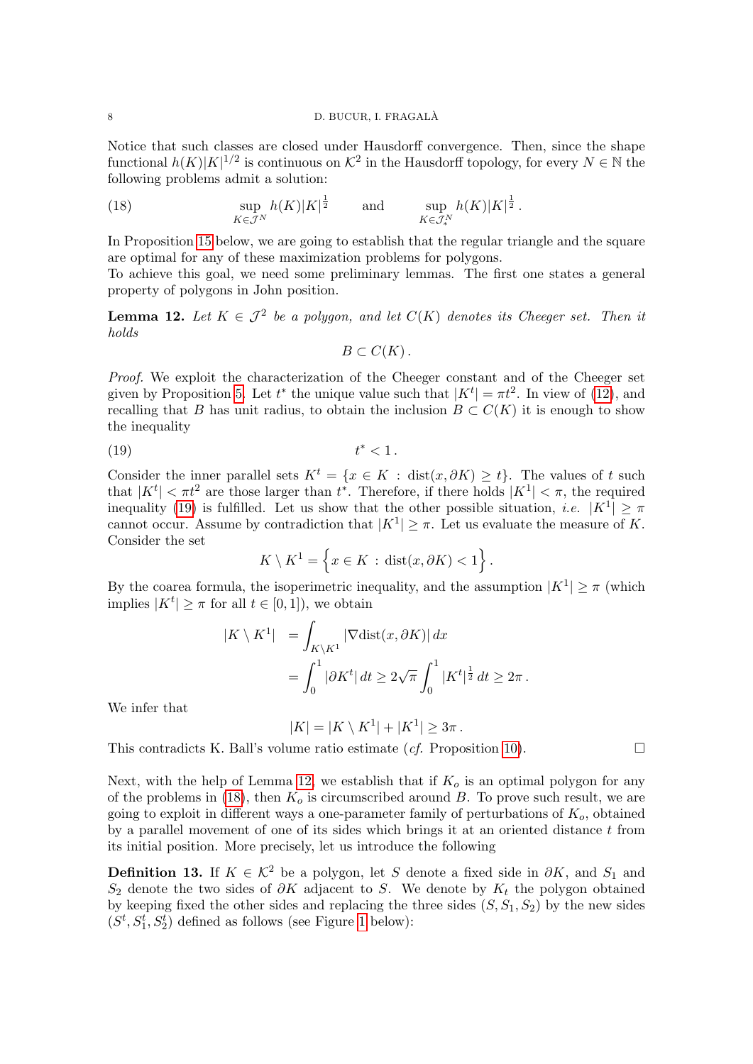Notice that such classes are closed under Hausdorff convergence. Then, since the shape functional $h(K)|K|^{1/2}$ is continuous on $\mathcal{K}^2$ in the Hausdorff topology, for every $N \in \mathbb{N}$ the following problems admit a solution:

$$\sup_{K \in \mathcal{J}^N} h(K)|K|^{\frac{1}{2}} \qquad \text{and} \qquad \sup_{K \in \mathcal{J}_*^N} h(K)|K|^{\frac{1}{2}} . \tag{18}$$

In Proposition 15 below, we are going to establish that the regular triangle and the square are optimal for any of these maximization problems for polygons.
To achieve this goal, we need some preliminary lemmas. The first one states a general property of polygons in John position.

**Lemma 12.** *Let $K \in \mathcal{J}^2$ be a polygon, and let $C(K)$ denotes its Cheeger set. Then it holds*

$$B \subset C(K) .$$

*Proof.* We exploit the characterization of the Cheeger constant and of the Cheeger set given by Proposition 5. Let $t^*$ the unique value such that $|K^t| = \pi t^2$. In view of (12), and recalling that $B$ has unit radius, to obtain the inclusion $B \subset C(K)$ it is enough to show the inequality

$$t^* < 1 . \tag{19}$$

Consider the inner parallel sets $K^t = \{x \in K \,:\, \mathrm{dist}(x, \partial K) \geq t\}$. The values of $t$ such that $|K^t| < \pi t^2$ are those larger than $t^*$. Therefore, if there holds $|K^1| < \pi$, the required inequality (19) is fulfilled. Let us show that the other possible situation, *i.e.* $|K^1| \geq \pi$ cannot occur. Assume by contradiction that $|K^1| \geq \pi$. Let us evaluate the measure of $K$. Consider the set

$$K \setminus K^1 = \Big\{ x \in K \,:\, \mathrm{dist}(x, \partial K) < 1 \Big\} .$$

By the coarea formula, the isoperimetric inequality, and the assumption $|K^1| \geq \pi$ (which implies $|K^t| \geq \pi$ for all $t \in [0, 1]$), we obtain

$$\begin{aligned} |K \setminus K^1| \; &= \int_{K \setminus K^1} |\nabla \mathrm{dist}(x, \partial K)| \, dx \\ &= \int_0^1 |\partial K^t| \, dt \geq 2\sqrt{\pi} \int_0^1 |K^t|^{\frac{1}{2}} \, dt \geq 2\pi . \end{aligned}$$

We infer that

$$|K| = |K \setminus K^1| + |K^1| \geq 3\pi .$$

This contradicts K. Ball's volume ratio estimate (*cf.* Proposition 10). $\square$

Next, with the help of Lemma 12, we establish that if $K_o$ is an optimal polygon for any of the problems in (18), then $K_o$ is circumscribed around $B$. To prove such result, we are going to exploit in different ways a one-parameter family of perturbations of $K_o$, obtained by a parallel movement of one of its sides which brings it at an oriented distance $t$ from its initial position. More precisely, let us introduce the following

**Definition 13.** If $K \in \mathcal{K}^2$ be a polygon, let $S$ denote a fixed side in $\partial K$, and $S_1$ and $S_2$ denote the two sides of $\partial K$ adjacent to $S$. We denote by $K_t$ the polygon obtained by keeping fixed the other sides and replacing the three sides $(S, S_1, S_2)$ by the new sides $(S^t, S_1^t, S_2^t)$ defined as follows (see Figure 1 below):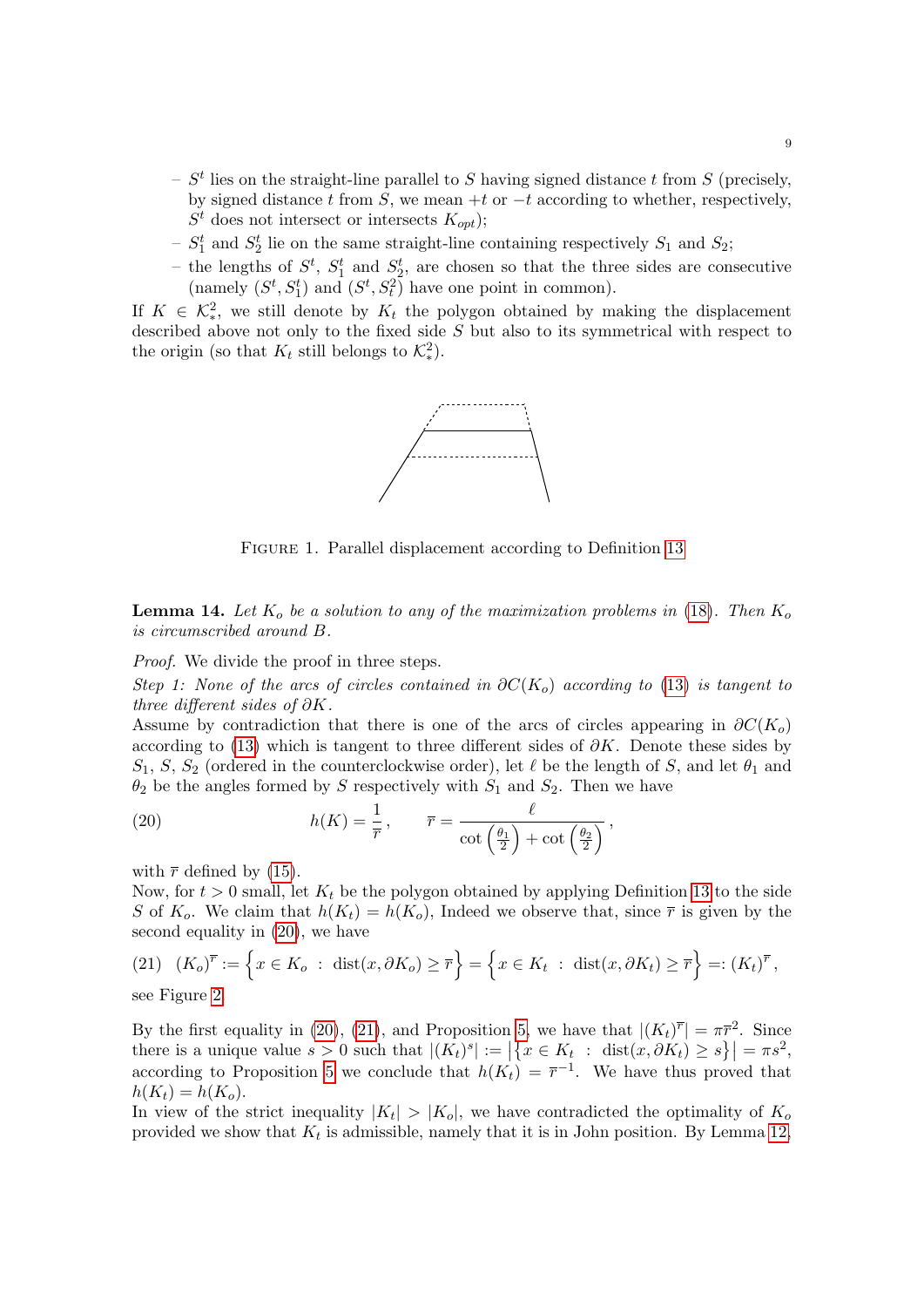- $S^t$ lies on the straight-line parallel to $S$ having signed distance $t$ from $S$ (precisely, by signed distance $t$ from $S$, we mean $+t$ or $-t$ according to whether, respectively, $S^t$ does not intersect or intersects $K_{opt}$);
- $S_1^t$ and $S_2^t$ lie on the same straight-line containing respectively $S_1$ and $S_2$;
- the lengths of $S^t$, $S_1^t$ and $S_2^t$, are chosen so that the three sides are consecutive (namely $(S^t, S_1^t)$ and $(S^t, S_t^2)$ have one point in common).

If $K \in \mathcal{K}^2_*$, we still denote by $K_t$ the polygon obtained by making the displacement described above not only to the fixed side $S$ but also to its symmetrical with respect to the origin (so that $K_t$ still belongs to $\mathcal{K}^2_*$).

FIGURE 1. Parallel displacement according to Definition 13

**Lemma 14.** *Let $K_o$ be a solution to any of the maximization problems in (18). Then $K_o$ is circumscribed around $B$.*

*Proof.* We divide the proof in three steps.

*Step 1: None of the arcs of circles contained in $\partial C(K_o)$ according to (13) is tangent to three different sides of $\partial K$.*
Assume by contradiction that there is one of the arcs of circles appearing in $\partial C(K_o)$ according to (13) which is tangent to three different sides of $\partial K$. Denote these sides by $S_1$, $S$, $S_2$ (ordered in the counterclockwise order), let $\ell$ be the length of $S$, and let $\theta_1$ and $\theta_2$ be the angles formed by $S$ respectively with $S_1$ and $S_2$. Then we have

$$h(K) = \frac{1}{\overline{r}}, \qquad \overline{r} = \frac{\ell}{\cot\left(\frac{\theta_1}{2}\right) + \cot\left(\frac{\theta_2}{2}\right)}, \tag{20}$$

with $\overline{r}$ defined by (15).
Now, for $t > 0$ small, let $K_t$ be the polygon obtained by applying Definition 13 to the side $S$ of $K_o$. We claim that $h(K_t) = h(K_o)$, Indeed we observe that, since $\overline{r}$ is given by the second equality in (20), we have

$$(K_o)^{\overline{r}} := \Big\{ x \in K_o \ : \ \mathrm{dist}(x, \partial K_o) \geq \overline{r} \Big\} = \Big\{ x \in K_t \ : \ \mathrm{dist}(x, \partial K_t) \geq \overline{r} \Big\} =: (K_t)^{\overline{r}}, \tag{21}$$

see Figure 2.

By the first equality in (20), (21), and Proposition 5, we have that $|(K_t)^{\overline{r}}| = \pi \overline{r}^2$. Since there is a unique value $s > 0$ such that $|(K_t)^s| := \big|\{x \in K_t \ : \ \mathrm{dist}(x, \partial K_t) \geq s\}\big| = \pi s^2$, according to Proposition 5 we conclude that $h(K_t) = \overline{r}^{-1}$. We have thus proved that $h(K_t) = h(K_o)$.
In view of the strict inequality $|K_t| > |K_o|$, we have contradicted the optimality of $K_o$ provided we show that $K_t$ is admissible, namely that it is in John position. By Lemma 12,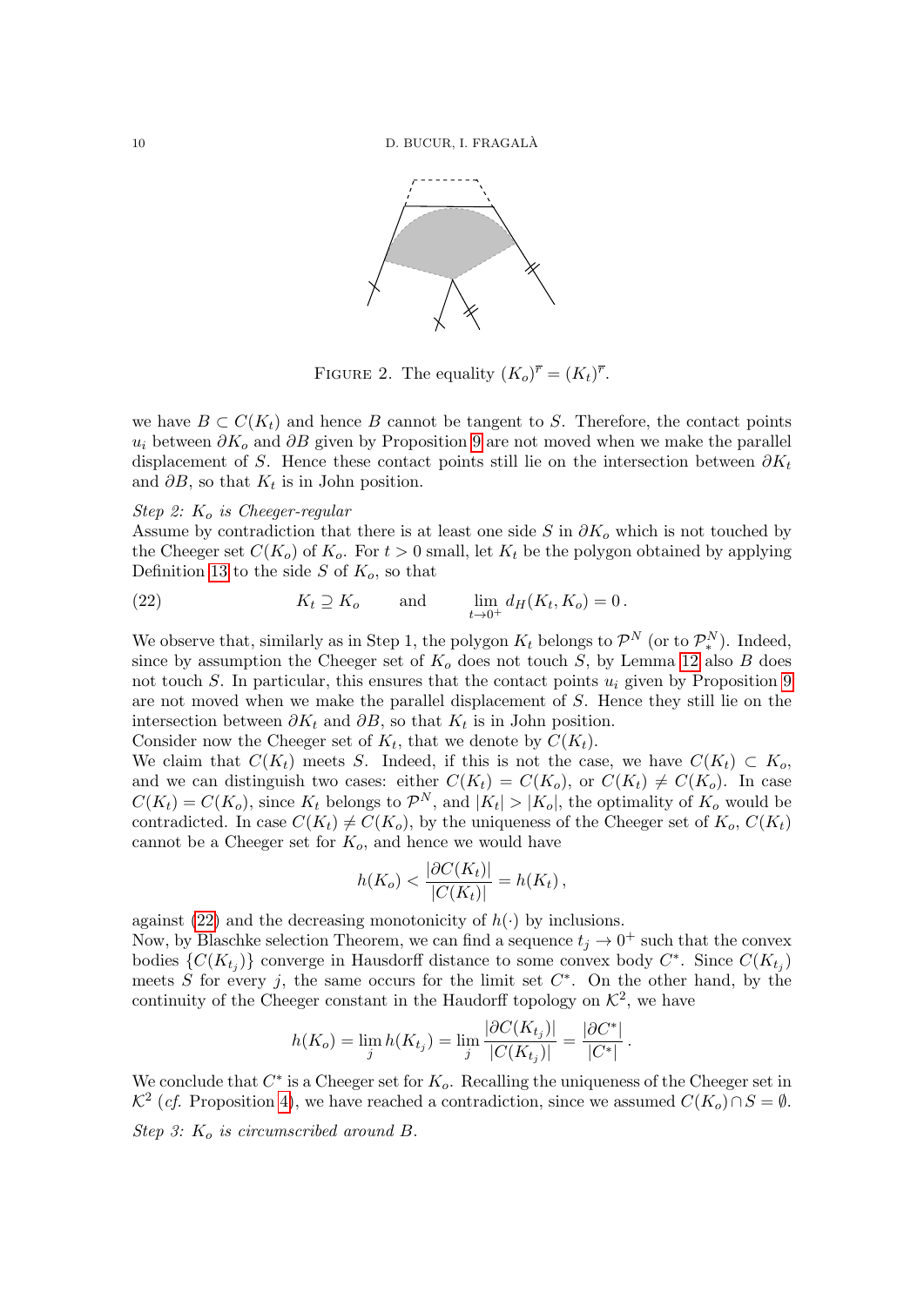FIGURE 2. The equality $(K_o)^{\overline{r}} = (K_t)^{\overline{r}}$.

we have $B \subset C(K_t)$ and hence $B$ cannot be tangent to $S$. Therefore, the contact points $u_i$ between $\partial K_o$ and $\partial B$ given by Proposition 9 are not moved when we make the parallel displacement of $S$. Hence these contact points still lie on the intersection between $\partial K_t$ and $\partial B$, so that $K_t$ is in John position.

*Step 2: $K_o$ is Cheeger-regular*
Assume by contradiction that there is at least one side $S$ in $\partial K_o$ which is not touched by the Cheeger set $C(K_o)$ of $K_o$. For $t > 0$ small, let $K_t$ be the polygon obtained by applying Definition 13 to the side $S$ of $K_o$, so that

$$K_t \supseteq K_o \qquad \text{and} \qquad \lim_{t \to 0^+} d_H(K_t, K_o) = 0\,. \tag{22}$$

We observe that, similarly as in Step 1, the polygon $K_t$ belongs to $\mathcal{P}^N$ (or to $\mathcal{P}^N_*$). Indeed, since by assumption the Cheeger set of $K_o$ does not touch $S$, by Lemma 12 also $B$ does not touch $S$. In particular, this ensures that the contact points $u_i$ given by Proposition 9 are not moved when we make the parallel displacement of $S$. Hence they still lie on the intersection between $\partial K_t$ and $\partial B$, so that $K_t$ is in John position.
Consider now the Cheeger set of $K_t$, that we denote by $C(K_t)$.
We claim that $C(K_t)$ meets $S$. Indeed, if this is not the case, we have $C(K_t) \subset K_o$, and we can distinguish two cases: either $C(K_t) = C(K_o)$, or $C(K_t) \neq C(K_o)$. In case $C(K_t) = C(K_o)$, since $K_t$ belongs to $\mathcal{P}^N$, and $|K_t| > |K_o|$, the optimality of $K_o$ would be contradicted. In case $C(K_t) \neq C(K_o)$, by the uniqueness of the Cheeger set of $K_o$, $C(K_t)$ cannot be a Cheeger set for $K_o$, and hence we would have

$$h(K_o) < \frac{|\partial C(K_t)|}{|C(K_t)|} = h(K_t)\,,$$

against (22) and the decreasing monotonicity of $h(\cdot)$ by inclusions.
Now, by Blaschke selection Theorem, we can find a sequence $t_j \to 0^+$ such that the convex bodies $\{C(K_{t_j})\}$ converge in Hausdorff distance to some convex body $C^*$. Since $C(K_{t_j})$ meets $S$ for every $j$, the same occurs for the limit set $C^*$. On the other hand, by the continuity of the Cheeger constant in the Haudorff topology on $\mathcal{K}^2$, we have

$$h(K_o) = \lim_j h(K_{t_j}) = \lim_j \frac{|\partial C(K_{t_j})|}{|C(K_{t_j})|} = \frac{|\partial C^*|}{|C^*|}\,.$$

We conclude that $C^*$ is a Cheeger set for $K_o$. Recalling the uniqueness of the Cheeger set in $\mathcal{K}^2$ (*cf.* Proposition 4), we have reached a contradiction, since we assumed $C(K_o) \cap S = \emptyset$.

*Step 3: $K_o$ is circumscribed around $B$.*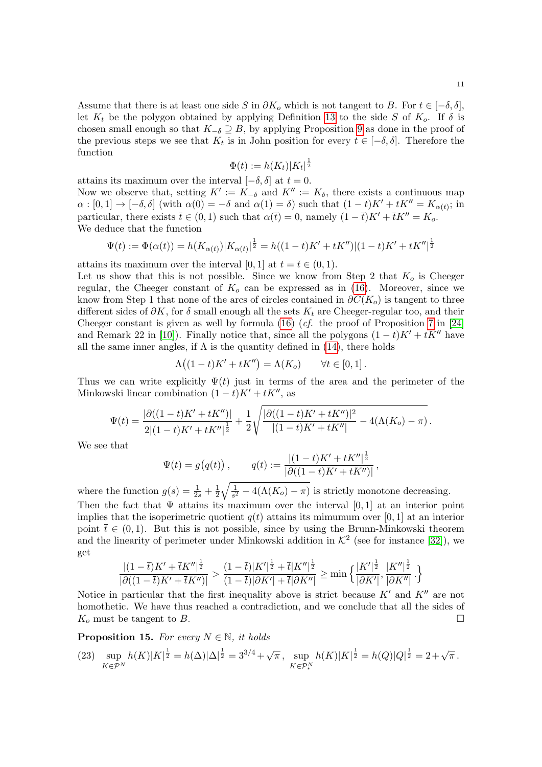Assume that there is at least one side $S$ in $\partial K_o$ which is not tangent to $B$. For $t \in [-\delta, \delta]$, let $K_t$ be the polygon obtained by applying Definition 13 to the side $S$ of $K_o$. If $\delta$ is chosen small enough so that $K_{-\delta} \supseteq B$, by applying Proposition 9 as done in the proof of the previous steps we see that $K_t$ is in John position for every $t \in [-\delta, \delta]$. Therefore the function

$$\Phi(t) := h(K_t)|K_t|^{\frac{1}{2}}$$

attains its maximum over the interval $[-\delta, \delta]$ at $t = 0$.

Now we observe that, setting $K' := K_{-\delta}$ and $K'' := K_\delta$, there exists a continuous map $\alpha : [0, 1] \to [-\delta, \delta]$ (with $\alpha(0) = -\delta$ and $\alpha(1) = \delta$) such that $(1-t)K' + tK'' = K_{\alpha(t)}$; in particular, there exists $\bar{t} \in (0, 1)$ such that $\alpha(\bar{t}) = 0$, namely $(1 - \bar{t})K' + \bar{t}K'' = K_o$.

We deduce that the function

$$\Psi(t) := \Phi(\alpha(t)) = h(K_{\alpha(t)})|K_{\alpha(t)}|^{\frac{1}{2}} = h((1-t)K' + tK'')|(1-t)K' + tK''|^{\frac{1}{2}}$$

attains its maximum over the interval $[0, 1]$ at $t = \bar{t} \in (0, 1)$.

Let us show that this is not possible. Since we know from Step 2 that $K_o$ is Cheeger regular, the Cheeger constant of $K_o$ can be expressed as in (16). Moreover, since we know from Step 1 that none of the arcs of circles contained in $\partial C(K_o)$ is tangent to three different sides of $\partial K$, for $\delta$ small enough all the sets $K_t$ are Cheeger-regular too, and their Cheeger constant is given as well by formula (16) (*cf.* the proof of Proposition 7 in [24] and Remark 22 in [10]). Finally notice that, since all the polygons $(1 - t)K' + tK''$ have all the same inner angles, if $\Lambda$ is the quantity defined in (14), there holds

$$\Lambda\big((1-t)K' + tK''\big) = \Lambda(K_o) \qquad \forall t \in [0, 1]\,.$$

Thus we can write explicitly $\Psi(t)$ just in terms of the area and the perimeter of the Minkowski linear combination $(1 - t)K' + tK''$, as

$$\Psi(t) = \frac{|\partial((1-t)K' + tK'')|}{2|(1-t)K' + tK''|^{\frac{1}{2}}} + \frac{1}{2}\sqrt{\frac{|\partial((1-t)K' + tK'')|^2}{|(1-t)K' + tK''|} - 4(\Lambda(K_o) - \pi)}\,.$$

We see that

$$\Psi(t) = g\big(q(t)\big)\,, \qquad q(t) := \frac{|(1-t)K' + tK''|^{\frac{1}{2}}}{|\partial((1-t)K' + tK'')|}\,,$$

where the function $g(s) = \frac{1}{2s} + \frac{1}{2}\sqrt{\frac{1}{s^2} - 4(\Lambda(K_o) - \pi)}$ is strictly monotone decreasing.

Then the fact that $\Psi$ attains its maximum over the interval $[0, 1]$ at an interior point implies that the isoperimetric quotient $q(t)$ attains its mimumum over $[0, 1]$ at an interior point $\bar{t} \in (0, 1)$. But this is not possible, since by using the Brunn-Minkowski theorem and the linearity of perimeter under Minkowski addition in $\mathcal{K}^2$ (see for instance [32]), we get

$$\frac{|(1-\bar{t})K' + \bar{t}K''|^{\frac{1}{2}}}{|\partial((1-\bar{t})K' + \bar{t}K'')|} > \frac{(1-\bar{t})|K'|^{\frac{1}{2}} + \bar{t}|K''|^{\frac{1}{2}}}{(1-\bar{t})|\partial K'| + \bar{t}|\partial K''|} \geq \min\Big\{\frac{|K'|^{\frac{1}{2}}}{|\partial K'|}, \frac{|K''|^{\frac{1}{2}}}{|\partial K''|}\,.\Big\}$$

Notice in particular that the first inequality above is strict because $K'$ and $K''$ are not homothetic. We have thus reached a contradiction, and we conclude that all the sides of $K_o$ must be tangent to $B$. $\square$

**Proposition 15.** *For every $N \in \mathbb{N}$, it holds*

$$\sup_{K \in \mathcal{P}^N} h(K)|K|^{\frac{1}{2}} = h(\Delta)|\Delta|^{\frac{1}{2}} = 3^{3/4} + \sqrt{\pi}\,, \quad \sup_{K \in \mathcal{P}^N_*} h(K)|K|^{\frac{1}{2}} = h(Q)|Q|^{\frac{1}{2}} = 2 + \sqrt{\pi}\,. \tag{23}$$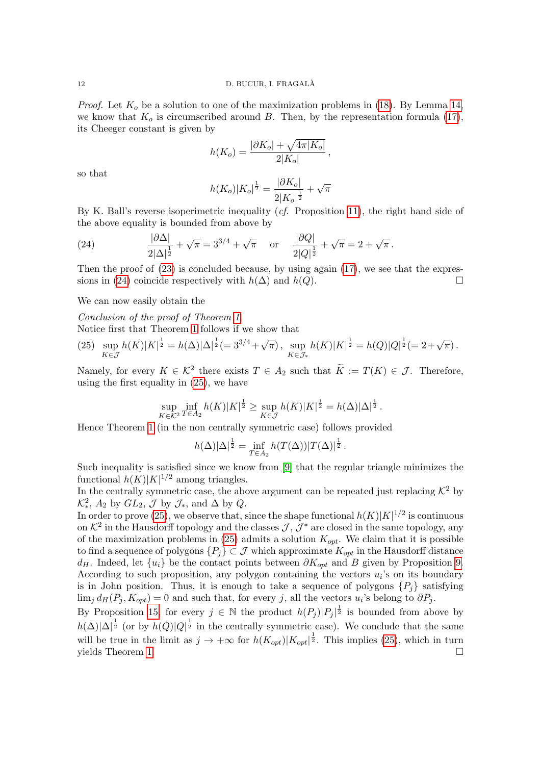*Proof.* Let $K_o$ be a solution to one of the maximization problems in (18). By Lemma 14, we know that $K_o$ is circumscribed around $B$. Then, by the representation formula (17), its Cheeger constant is given by

$$h(K_o) = \frac{|\partial K_o| + \sqrt{4\pi |K_o|}}{2|K_o|}\,,$$

so that

$$h(K_o)|K_o|^{\frac{1}{2}} = \frac{|\partial K_o|}{2|K_o|^{\frac{1}{2}}} + \sqrt{\pi}$$

By K. Ball's reverse isoperimetric inequality (*cf.* Proposition 11), the right hand side of the above equality is bounded from above by

$$\frac{|\partial \Delta|}{2|\Delta|^{\frac{1}{2}}} + \sqrt{\pi} = 3^{3/4} + \sqrt{\pi} \quad \text{or} \quad \frac{|\partial Q|}{2|Q|^{\frac{1}{2}}} + \sqrt{\pi} = 2 + \sqrt{\pi}\,. \tag{24}$$

Then the proof of (23) is concluded because, by using again (17), we see that the expressions in (24) coincide respectively with $h(\Delta)$ and $h(Q)$. $\square$

We can now easily obtain the

*Conclusion of the proof of Theorem 1.*
Notice first that Theorem 1 follows if we show that

$$\sup_{K \in \mathcal{J}} h(K)|K|^{\frac{1}{2}} = h(\Delta)|\Delta|^{\frac{1}{2}} (= 3^{3/4} + \sqrt{\pi})\,, \ \sup_{K \in \mathcal{J}_*} h(K)|K|^{\frac{1}{2}} = h(Q)|Q|^{\frac{1}{2}} (= 2 + \sqrt{\pi})\,. \tag{25}$$

Namely, for every $K \in \mathcal{K}^2$ there exists $T \in A_2$ such that $\widetilde{K} := T(K) \in \mathcal{J}$. Therefore, using the first equality in (25), we have

$$\sup_{K \in \mathcal{K}^2} \inf_{T \in A_2} h(K)|K|^{\frac{1}{2}} \geq \sup_{K \in \mathcal{J}} h(K)|K|^{\frac{1}{2}} = h(\Delta)|\Delta|^{\frac{1}{2}}\,.$$

Hence Theorem 1 (in the non centrally symmetric case) follows provided

$$h(\Delta)|\Delta|^{\frac{1}{2}} = \inf_{T \in A_2} h(T(\Delta))|T(\Delta)|^{\frac{1}{2}}\,.$$

Such inequality is satisfied since we know from [9] that the regular triangle minimizes the functional $h(K)|K|^{1/2}$ among triangles.
In the centrally symmetric case, the above argument can be repeated just replacing $\mathcal{K}^2$ by $\mathcal{K}^2_*$, $A_2$ by $GL_2$, $\mathcal{J}$ by $\mathcal{J}_*$, and $\Delta$ by $Q$.
In order to prove (25), we observe that, since the shape functional $h(K)|K|^{1/2}$ is continuous on $\mathcal{K}^2$ in the Hausdorff topology and the classes $\mathcal{J}$, $\mathcal{J}^*$ are closed in the same topology, any of the maximization problems in (25) admits a solution $K_{opt}$. We claim that it is possible to find a sequence of polygons $\{P_j\} \subset \mathcal{J}$ which approximate $K_{opt}$ in the Hausdorff distance $d_H$. Indeed, let $\{u_i\}$ be the contact points between $\partial K_{opt}$ and $B$ given by Proposition 9. According to such proposition, any polygon containing the vectors $u_i$'s on its boundary is in John position. Thus, it is enough to take a sequence of polygons $\{P_j\}$ satisfying $\lim_j d_H(P_j, K_{opt}) = 0$ and such that, for every $j$, all the vectors $u_i$'s belong to $\partial P_j$.
By Proposition 15, for every $j \in \mathbb{N}$ the product $h(P_j)|P_j|^{\frac{1}{2}}$ is bounded from above by $h(\Delta)|\Delta|^{\frac{1}{2}}$ (or by $h(Q)|Q|^{\frac{1}{2}}$ in the centrally symmetric case). We conclude that the same will be true in the limit as $j \to +\infty$ for $h(K_{opt})|K_{opt}|^{\frac{1}{2}}$. This implies (25), which in turn yields Theorem 1. $\square$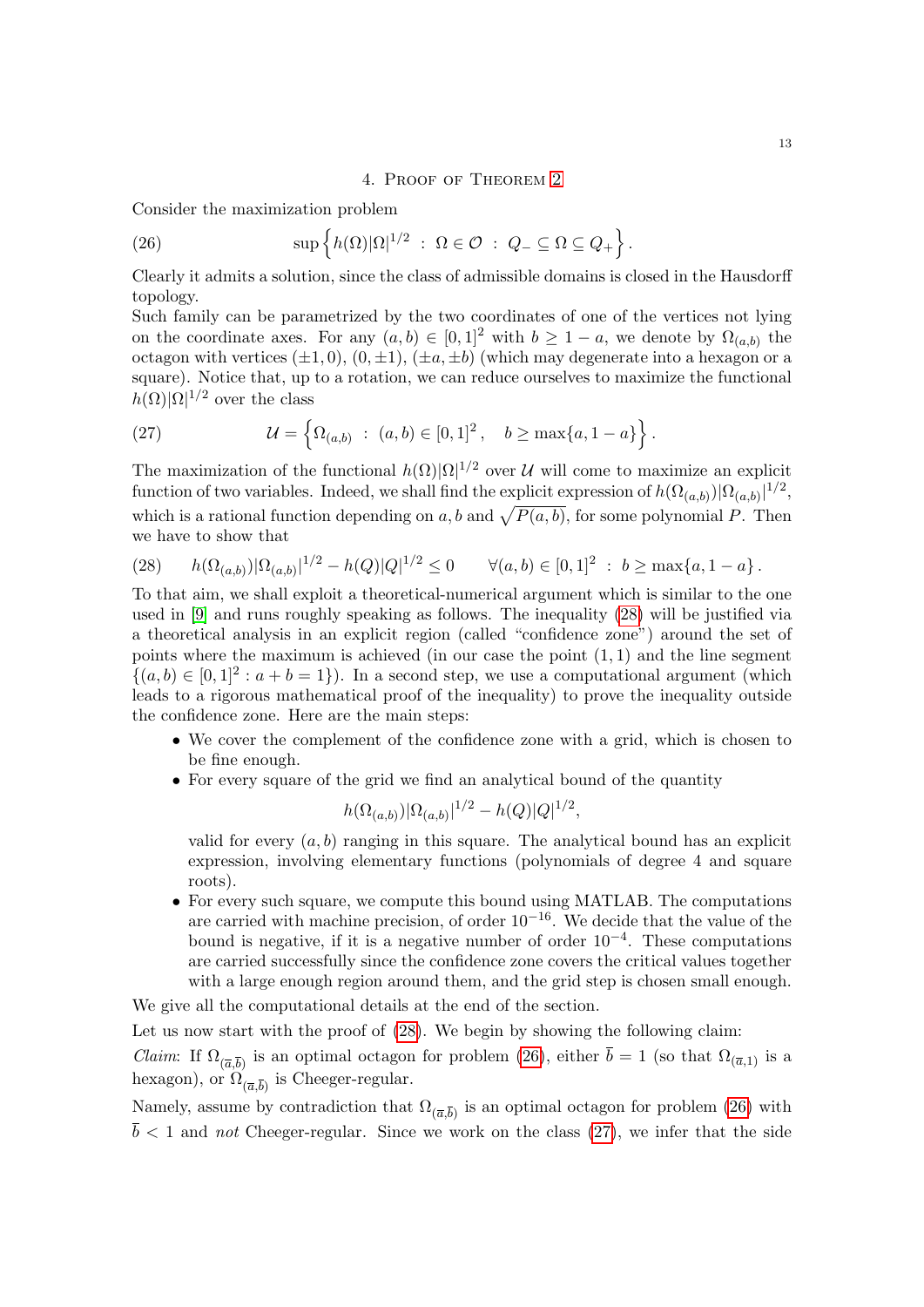## 4. Proof of Theorem 2

Consider the maximization problem

$$\sup\left\{h(\Omega)|\Omega|^{1/2} \ : \ \Omega \in \mathcal{O} \ : \ Q_- \subseteq \Omega \subseteq Q_+\right\}. \tag{26}$$

Clearly it admits a solution, since the class of admissible domains is closed in the Hausdorff topology.
Such family can be parametrized by the two coordinates of one of the vertices not lying on the coordinate axes. For any $(a,b) \in [0,1]^2$ with $b \geq 1-a$, we denote by $\Omega_{(a,b)}$ the octagon with vertices $(\pm 1, 0)$, $(0, \pm 1)$, $(\pm a, \pm b)$ (which may degenerate into a hexagon or a square). Notice that, up to a rotation, we can reduce ourselves to maximize the functional $h(\Omega)|\Omega|^{1/2}$ over the class

$$\mathcal{U} = \left\{\Omega_{(a,b)} \ : \ (a,b) \in [0,1]^2, \quad b \geq \max\{a, 1-a\}\right\}. \tag{27}$$

The maximization of the functional $h(\Omega)|\Omega|^{1/2}$ over $\mathcal{U}$ will come to maximize an explicit function of two variables. Indeed, we shall find the explicit expression of $h(\Omega_{(a,b)})|\Omega_{(a,b)}|^{1/2}$, which is a rational function depending on $a, b$ and $\sqrt{P(a,b)}$, for some polynomial $P$. Then we have to show that

$$h(\Omega_{(a,b)})|\Omega_{(a,b)}|^{1/2} - h(Q)|Q|^{1/2} \leq 0 \qquad \forall (a,b) \in [0,1]^2 \ : \ b \geq \max\{a, 1-a\}. \tag{28}$$

To that aim, we shall exploit a theoretical-numerical argument which is similar to the one used in [9] and runs roughly speaking as follows. The inequality (28) will be justified via a theoretical analysis in an explicit region (called "confidence zone") around the set of points where the maximum is achieved (in our case the point $(1,1)$ and the line segment $\{(a,b) \in [0,1]^2 : a + b = 1\}$). In a second step, we use a computational argument (which leads to a rigorous mathematical proof of the inequality) to prove the inequality outside the confidence zone. Here are the main steps:

- We cover the complement of the confidence zone with a grid, which is chosen to be fine enough.
- For every square of the grid we find an analytical bound of the quantity
$$h(\Omega_{(a,b)})|\Omega_{(a,b)}|^{1/2} - h(Q)|Q|^{1/2},$$
valid for every $(a,b)$ ranging in this square. The analytical bound has an explicit expression, involving elementary functions (polynomials of degree 4 and square roots).
- For every such square, we compute this bound using MATLAB. The computations are carried with machine precision, of order $10^{-16}$. We decide that the value of the bound is negative, if it is a negative number of order $10^{-4}$. These computations are carried successfully since the confidence zone covers the critical values together with a large enough region around them, and the grid step is chosen small enough.

We give all the computational details at the end of the section.
Let us now start with the proof of (28). We begin by showing the following claim:
*Claim*: If $\Omega_{(\overline{a},\overline{b})}$ is an optimal octagon for problem (26), either $\overline{b} = 1$ (so that $\Omega_{(\overline{a},1)}$ is a hexagon), or $\Omega_{(\overline{a},\overline{b})}$ is Cheeger-regular.
Namely, assume by contradiction that $\Omega_{(\overline{a},\overline{b})}$ is an optimal octagon for problem (26) with $\overline{b} < 1$ and *not* Cheeger-regular. Since we work on the class (27), we infer that the side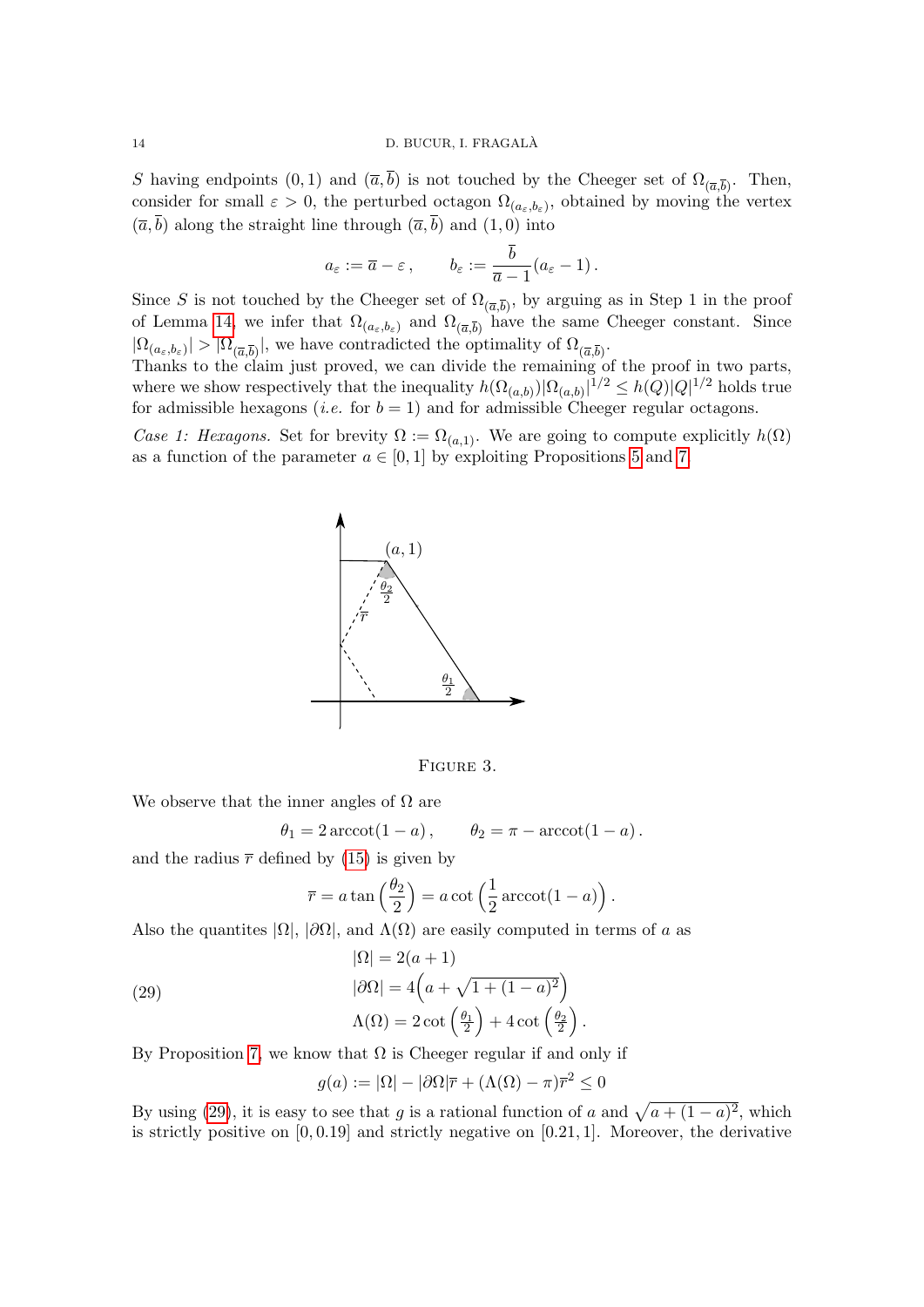$S$ having endpoints $(0,1)$ and $(\overline{a},\overline{b})$ is not touched by the Cheeger set of $\Omega_{(\overline{a},\overline{b})}$. Then, consider for small $\varepsilon > 0$, the perturbed octagon $\Omega_{(a_\varepsilon,b_\varepsilon)}$, obtained by moving the vertex $(\overline{a},\overline{b})$ along the straight line through $(\overline{a},\overline{b})$ and $(1,0)$ into

$$a_\varepsilon := \overline{a} - \varepsilon\,, \qquad b_\varepsilon := \frac{\overline{b}}{\overline{a}-1}(a_\varepsilon - 1)\,.$$

Since $S$ is not touched by the Cheeger set of $\Omega_{(\overline{a},\overline{b})}$, by arguing as in Step 1 in the proof of Lemma 14, we infer that $\Omega_{(a_\varepsilon,b_\varepsilon)}$ and $\Omega_{(\overline{a},\overline{b})}$ have the same Cheeger constant. Since $|\Omega_{(a_\varepsilon,b_\varepsilon)}| > |\Omega_{(\overline{a},\overline{b})}|$, we have contradicted the optimality of $\Omega_{(\overline{a},\overline{b})}$.

Thanks to the claim just proved, we can divide the remaining of the proof in two parts, where we show respectively that the inequality $h(\Omega_{(a,b)})|\Omega_{(a,b)}|^{1/2} \leq h(Q)|Q|^{1/2}$ holds true for admissible hexagons (*i.e.* for $b=1$) and for admissible Cheeger regular octagons.

*Case 1: Hexagons.* Set for brevity $\Omega := \Omega_{(a,1)}$. We are going to compute explicitly $h(\Omega)$ as a function of the parameter $a \in [0,1]$ by exploiting Propositions 5 and 7.

Figure 3.

We observe that the inner angles of $\Omega$ are

$$\theta_1 = 2\,\mathrm{arccot}(1-a)\,, \qquad \theta_2 = \pi - \mathrm{arccot}(1-a)\,.$$

and the radius $\overline{r}$ defined by (15) is given by

$$\overline{r} = a \tan\left(\frac{\theta_2}{2}\right) = a \cot\left(\frac{1}{2}\,\mathrm{arccot}(1-a)\right).$$

Also the quantites $|\Omega|$, $|\partial\Omega|$, and $\Lambda(\Omega)$ are easily computed in terms of $a$ as

$$\begin{aligned}
&|\Omega| = 2(a+1)\\
&|\partial\Omega| = 4\Big(a + \sqrt{1+(1-a)^2}\Big)\\
&\Lambda(\Omega) = 2\cot\left(\tfrac{\theta_1}{2}\right) + 4\cot\left(\tfrac{\theta_2}{2}\right).
\end{aligned} \tag{29}$$

By Proposition 7, we know that $\Omega$ is Cheeger regular if and only if

$$g(a) := |\Omega| - |\partial\Omega|\overline{r} + (\Lambda(\Omega) - \pi)\overline{r}^2 \leq 0$$

By using (29), it is easy to see that $g$ is a rational function of $a$ and $\sqrt{a+(1-a)^2}$, which is strictly positive on $[0, 0.19]$ and strictly negative on $[0.21, 1]$. Moreover, the derivative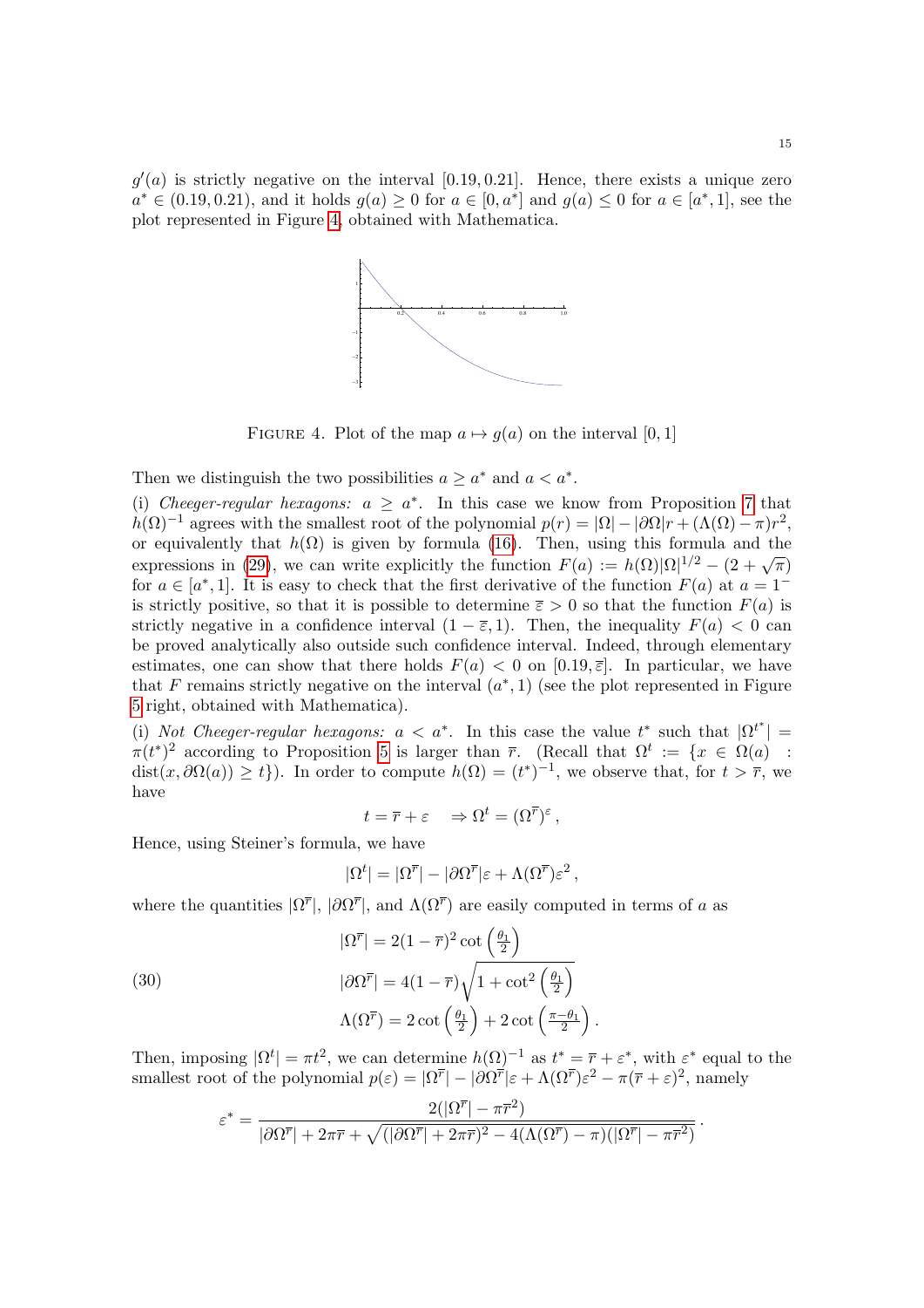$g'(a)$ is strictly negative on the interval $[0.19, 0.21]$. Hence, there exists a unique zero $a^* \in (0.19, 0.21)$, and it holds $g(a) \geq 0$ for $a \in [0, a^*]$ and $g(a) \leq 0$ for $a \in [a^*, 1]$, see the plot represented in Figure 4, obtained with Mathematica.

FIGURE 4. Plot of the map $a \mapsto g(a)$ on the interval $[0, 1]$

Then we distinguish the two possibilities $a \geq a^*$ and $a < a^*$.

(i) *Cheeger-regular hexagons:* $a \geq a^*$. In this case we know from Proposition 7 that $h(\Omega)^{-1}$ agrees with the smallest root of the polynomial $p(r) = |\Omega| - |\partial\Omega| r + (\Lambda(\Omega) - \pi) r^2$, or equivalently that $h(\Omega)$ is given by formula (16). Then, using this formula and the expressions in (29), we can write explicitly the function $F(a) := h(\Omega)|\Omega|^{1/2} - (2 + \sqrt{\pi})$ for $a \in [a^*, 1]$. It is easy to check that the first derivative of the function $F(a)$ at $a = 1^-$ is strictly positive, so that it is possible to determine $\overline{\varepsilon} > 0$ so that the function $F(a)$ is strictly negative in a confidence interval $(1 - \overline{\varepsilon}, 1)$. Then, the inequality $F(a) < 0$ can be proved analytically also outside such confidence interval. Indeed, through elementary estimates, one can show that there holds $F(a) < 0$ on $[0.19, \overline{\varepsilon}]$. In particular, we have that $F$ remains strictly negative on the interval $(a^*, 1)$ (see the plot represented in Figure 5 right, obtained with Mathematica).

(i) *Not Cheeger-regular hexagons:* $a < a^*$. In this case the value $t^*$ such that $|\Omega^{t^*}| = \pi (t^*)^2$ according to Proposition 5 is larger than $\overline{r}$. (Recall that $\Omega^t := \{x \in \Omega(a) \ : \ \mathrm{dist}(x, \partial\Omega(a)) \geq t\}$). In order to compute $h(\Omega) = (t^*)^{-1}$, we observe that, for $t > \overline{r}$, we have

$$
t = \overline{r} + \varepsilon \quad \Rightarrow \Omega^t = (\Omega^{\overline{r}})^{\varepsilon},
$$

Hence, using Steiner's formula, we have

$$
|\Omega^t| = |\Omega^{\overline{r}}| - |\partial\Omega^{\overline{r}}| \varepsilon + \Lambda(\Omega^{\overline{r}}) \varepsilon^2 ,
$$

where the quantities $|\Omega^{\overline{r}}|$, $|\partial\Omega^{\overline{r}}|$, and $\Lambda(\Omega^{\overline{r}})$ are easily computed in terms of $a$ as

$$
\begin{aligned}
|\Omega^{\overline{r}}| &= 2(1 - \overline{r})^2 \cot\left(\tfrac{\theta_1}{2}\right) \\
|\partial\Omega^{\overline{r}}| &= 4(1 - \overline{r}) \sqrt{1 + \cot^2\left(\tfrac{\theta_1}{2}\right)} \\
\Lambda(\Omega^{\overline{r}}) &= 2\cot\left(\tfrac{\theta_1}{2}\right) + 2\cot\left(\tfrac{\pi - \theta_1}{2}\right).
\end{aligned} \tag{30}
$$

Then, imposing $|\Omega^t| = \pi t^2$, we can determine $h(\Omega)^{-1}$ as $t^* = \overline{r} + \varepsilon^*$, with $\varepsilon^*$ equal to the smallest root of the polynomial $p(\varepsilon) = |\Omega^{\overline{r}}| - |\partial\Omega^{\overline{r}}| \varepsilon + \Lambda(\Omega^{\overline{r}}) \varepsilon^2 - \pi(\overline{r} + \varepsilon)^2$, namely

$$
\varepsilon^* = \frac{2(|\Omega^{\overline{r}}| - \pi \overline{r}^2)}{|\partial\Omega^{\overline{r}}| + 2\pi \overline{r} + \sqrt{(|\partial\Omega^{\overline{r}}| + 2\pi \overline{r})^2 - 4(\Lambda(\Omega^{\overline{r}}) - \pi)(|\Omega^{\overline{r}}| - \pi \overline{r}^2)}} .
$$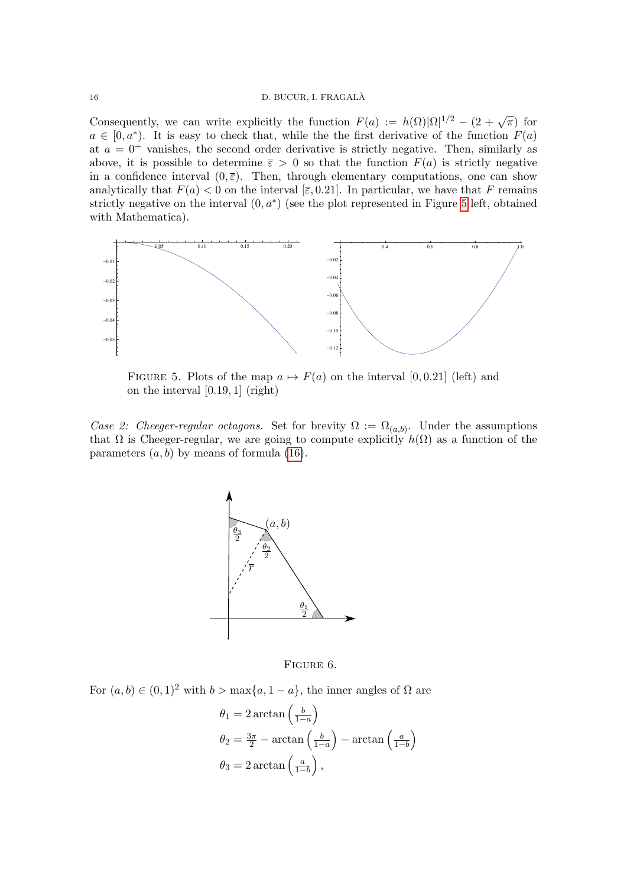Consequently, we can write explicitly the function $F(a) := h(\Omega)|\Omega|^{1/2} - (2 + \sqrt{\pi})$ for $a \in [0, a^*)$. It is easy to check that, while the the first derivative of the function $F(a)$ at $a = 0^+$ vanishes, the second order derivative is strictly negative. Then, similarly as above, it is possible to determine $\overline{\varepsilon} > 0$ so that the function $F(a)$ is strictly negative in a confidence interval $(0, \overline{\varepsilon})$. Then, through elementary computations, one can show analytically that $F(a) < 0$ on the interval $[\overline{\varepsilon}, 0.21]$. In particular, we have that $F$ remains strictly negative on the interval $(0, a^*)$ (see the plot represented in Figure 5 left, obtained with Mathematica).

FIGURE 5. Plots of the map $a \mapsto F(a)$ on the interval $[0, 0.21]$ (left) and on the interval $[0.19, 1]$ (right)

*Case 2: Cheeger-regular octagons.* Set for brevity $\Omega := \Omega_{(a,b)}$. Under the assumptions that $\Omega$ is Cheeger-regular, we are going to compute explicitly $h(\Omega)$ as a function of the parameters $(a, b)$ by means of formula (16).

FIGURE 6.

For $(a, b) \in (0, 1)^2$ with $b > \max\{a, 1 - a\}$, the inner angles of $\Omega$ are

$$
\begin{aligned}
\theta_1 &= 2 \arctan\left(\tfrac{b}{1-a}\right) \\
\theta_2 &= \tfrac{3\pi}{2} - \arctan\left(\tfrac{b}{1-a}\right) - \arctan\left(\tfrac{a}{1-b}\right) \\
\theta_3 &= 2 \arctan\left(\tfrac{a}{1-b}\right),
\end{aligned}
$$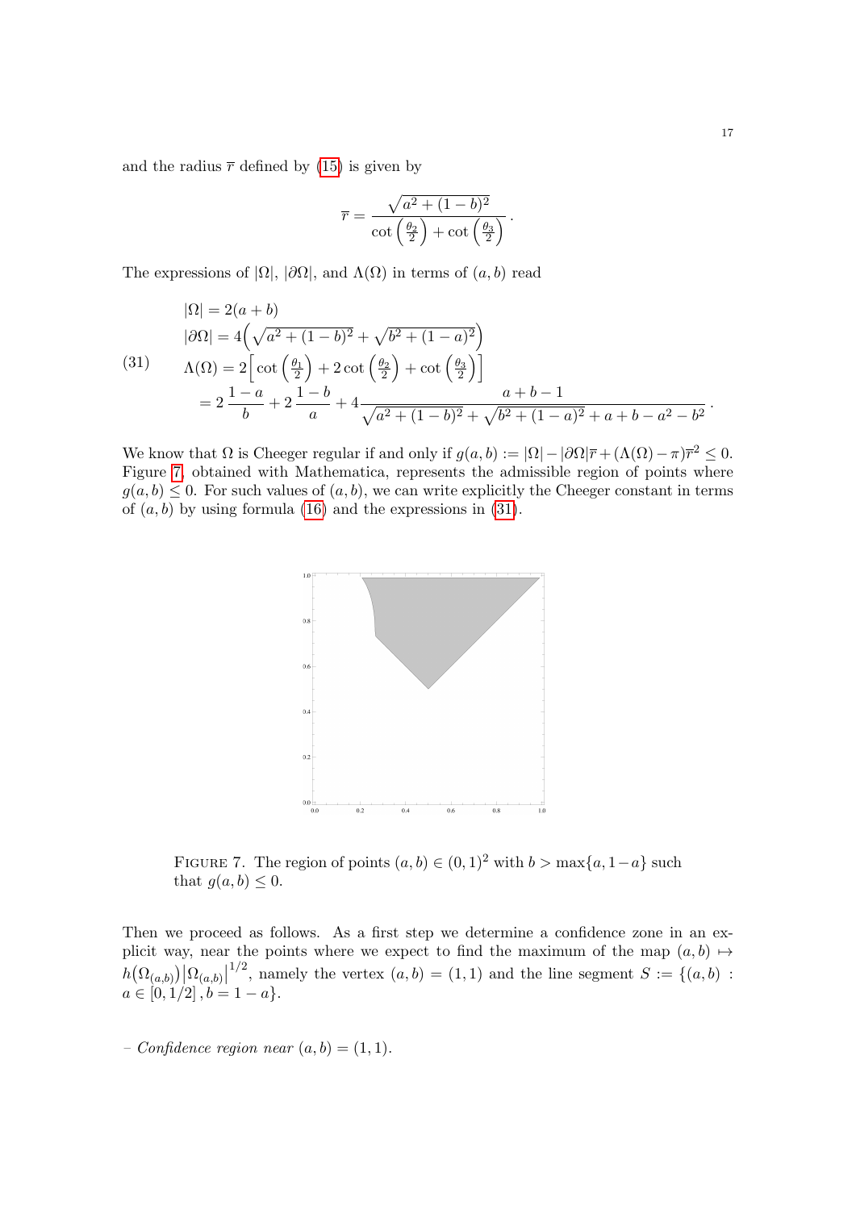and the radius $\overline{r}$ defined by (15) is given by

$$\overline{r} = \frac{\sqrt{a^2 + (1-b)^2}}{\cot\left(\frac{\theta_2}{2}\right) + \cot\left(\frac{\theta_3}{2}\right)}.$$

The expressions of $|\Omega|$, $|\partial\Omega|$, and $\Lambda(\Omega)$ in terms of $(a, b)$ read

$$\begin{aligned}
&|\Omega| = 2(a+b) \\
&|\partial\Omega| = 4\Big(\sqrt{a^2 + (1-b)^2} + \sqrt{b^2 + (1-a)^2}\Big) \\
&\Lambda(\Omega) = 2\Big[\cot\left(\tfrac{\theta_1}{2}\right) + 2\cot\left(\tfrac{\theta_2}{2}\right) + \cot\left(\tfrac{\theta_3}{2}\right)\Big] \\
&\quad = 2\,\frac{1-a}{b} + 2\,\frac{1-b}{a} + 4\,\frac{a+b-1}{\sqrt{a^2+(1-b)^2} + \sqrt{b^2+(1-a)^2} + a + b - a^2 - b^2}.
\end{aligned} \tag{31}$$

We know that $\Omega$ is Cheeger regular if and only if $g(a,b) := |\Omega| - |\partial\Omega|\overline{r} + (\Lambda(\Omega) - \pi)\overline{r}^2 \leq 0$. Figure 7, obtained with Mathematica, represents the admissible region of points where $g(a,b) \leq 0$. For such values of $(a,b)$, we can write explicitly the Cheeger constant in terms of $(a,b)$ by using formula (16) and the expressions in (31).

FIGURE 7. The region of points $(a,b) \in (0,1)^2$ with $b > \max\{a, 1-a\}$ such that $g(a,b) \leq 0$.

Then we proceed as follows. As a first step we determine a confidence zone in an explicit way, near the points where we expect to find the maximum of the map $(a,b) \mapsto h(\Omega_{(a,b)})|\Omega_{(a,b)}|^{1/2}$, namely the vertex $(a,b) = (1,1)$ and the line segment $S := \{(a,b) : a \in [0,1/2], b = 1-a\}$.

– *Confidence region near* $(a,b) = (1,1)$.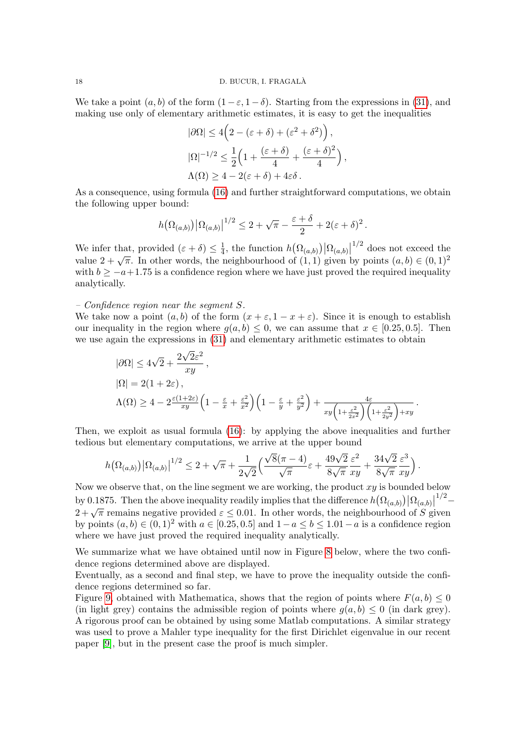We take a point $(a, b)$ of the form $(1-\varepsilon, 1-\delta)$. Starting from the expressions in (31), and making use only of elementary arithmetic estimates, it is easy to get the inequalities

$$
\begin{aligned}
&|\partial\Omega| \leq 4\Big(2-(\varepsilon+\delta)+(\varepsilon^2+\delta^2)\Big)\,,\\
&|\Omega|^{-1/2} \leq \frac{1}{2}\Big(1+\frac{(\varepsilon+\delta)}{4}+\frac{(\varepsilon+\delta)^2}{4}\Big)\,,\\
&\Lambda(\Omega) \geq 4-2(\varepsilon+\delta)+4\varepsilon\delta\,.
\end{aligned}
$$

As a consequence, using formula (16) and further straightforward computations, we obtain the following upper bound:

$$
h\big(\Omega_{(a,b)}\big)\big|\Omega_{(a,b)}\big|^{1/2} \leq 2+\sqrt{\pi}-\frac{\varepsilon+\delta}{2}+2(\varepsilon+\delta)^2\,.
$$

We infer that, provided $(\varepsilon+\delta)\leq\frac{1}{4}$, the function $h\big(\Omega_{(a,b)}\big)\big|\Omega_{(a,b)}\big|^{1/2}$ does not exceed the value $2+\sqrt{\pi}$. In other words, the neighbourhood of $(1,1)$ given by points $(a,b)\in(0,1)^2$ with $b\geq -a+1.75$ is a confidence region where we have just proved the required inequality analytically.

*– Confidence region near the segment $S$.*
We take now a point $(a, b)$ of the form $(x+\varepsilon, 1-x+\varepsilon)$. Since it is enough to establish our inequality in the region where $g(a,b)\leq 0$, we can assume that $x\in[0.25, 0.5]$. Then we use again the expressions in (31) and elementary arithmetic estimates to obtain

$$
\begin{aligned}
&|\partial\Omega| \leq 4\sqrt{2}+\frac{2\sqrt{2}\varepsilon^2}{xy}\,,\\
&|\Omega| = 2(1+2\varepsilon)\,,\\
&\Lambda(\Omega) \geq 4-2\frac{\varepsilon(1+2\varepsilon)}{xy}\Big(1-\frac{\varepsilon}{x}+\frac{\varepsilon^2}{x^2}\Big)\Big(1-\frac{\varepsilon}{y}+\frac{\varepsilon^2}{y^2}\Big)+\frac{4\varepsilon}{xy\Big(1+\frac{\varepsilon^2}{2x^2}\Big)\Big(1+\frac{\varepsilon^2}{2y^2}\Big)+xy}\,.
\end{aligned}
$$

Then, we exploit as usual formula (16): by applying the above inequalities and further tedious but elementary computations, we arrive at the upper bound

$$
h\big(\Omega_{(a,b)}\big)\big|\Omega_{(a,b)}\big|^{1/2} \leq 2+\sqrt{\pi}+\frac{1}{2\sqrt{2}}\Big(\frac{\sqrt{8}(\pi-4)}{\sqrt{\pi}}\varepsilon+\frac{49\sqrt{2}}{8\sqrt{\pi}}\frac{\varepsilon^2}{xy}+\frac{34\sqrt{2}}{8\sqrt{\pi}}\frac{\varepsilon^3}{xy}\Big)\,.
$$

Now we observe that, on the line segment we are working, the product $xy$ is bounded below by $0.1875$. Then the above inequality readily implies that the difference $h\big(\Omega_{(a,b)}\big)\big|\Omega_{(a,b)}\big|^{1/2}-2+\sqrt{\pi}$ remains negative provided $\varepsilon\leq 0.01$. In other words, the neighbourhood of $S$ given by points $(a,b)\in(0,1)^2$ with $a\in[0.25, 0.5]$ and $1-a\leq b\leq 1.01-a$ is a confidence region where we have just proved the required inequality analytically.

We summarize what we have obtained until now in Figure 8 below, where the two confidence regions determined above are displayed.
Eventually, as a second and final step, we have to prove the inequality outside the confidence regions determined so far.
Figure 9, obtained with Mathematica, shows that the region of points where $F(a,b)\leq 0$ (in light grey) contains the admissible region of points where $g(a,b)\leq 0$ (in dark grey). A rigorous proof can be obtained by using some Matlab computations. A similar strategy was used to prove a Mahler type inequality for the first Dirichlet eigenvalue in our recent paper [9], but in the present case the proof is much simpler.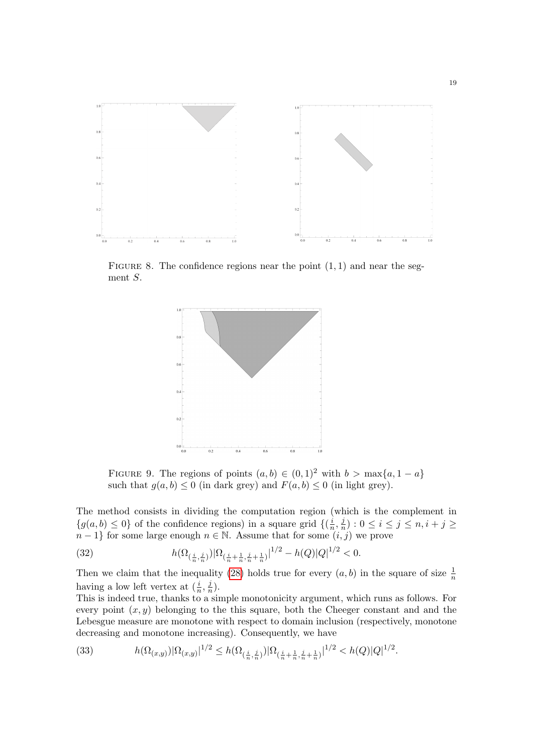FIGURE 8. The confidence regions near the point $(1,1)$ and near the segment $S$.

FIGURE 9. The regions of points $(a,b) \in (0,1)^2$ with $b > \max\{a, 1-a\}$ such that $g(a,b) \leq 0$ (in dark grey) and $F(a,b) \leq 0$ (in light grey).

The method consists in dividing the computation region (which is the complement in $\{g(a,b) \leq 0\}$ of the confidence regions) in a square grid $\{(\frac{i}{n}, \frac{j}{n}) : 0 \leq i \leq j \leq n, i + j \geq n - 1\}$ for some large enough $n \in \mathbb{N}$. Assume that for some $(i,j)$ we prove

$$
h(\Omega_{(\frac{i}{n},\frac{j}{n})})|\Omega_{(\frac{i}{n}+\frac{1}{n},\frac{j}{n}+\frac{1}{n})}|^{1/2} - h(Q)|Q|^{1/2} < 0. \tag{32}
$$

Then we claim that the inequality (28) holds true for every $(a,b)$ in the square of size $\frac{1}{n}$ having a low left vertex at $(\frac{i}{n}, \frac{j}{n})$.

This is indeed true, thanks to a simple monotonicity argument, which runs as follows. For every point $(x,y)$ belonging to the this square, both the Cheeger constant and and the Lebesgue measure are monotone with respect to domain inclusion (respectively, monotone decreasing and monotone increasing). Consequently, we have

$$
h(\Omega_{(x,y)})|\Omega_{(x,y)}|^{1/2} \leq h(\Omega_{(\frac{i}{n},\frac{j}{n})})|\Omega_{(\frac{i}{n}+\frac{1}{n},\frac{j}{n}+\frac{1}{n})}|^{1/2} < h(Q)|Q|^{1/2}. \tag{33}
$$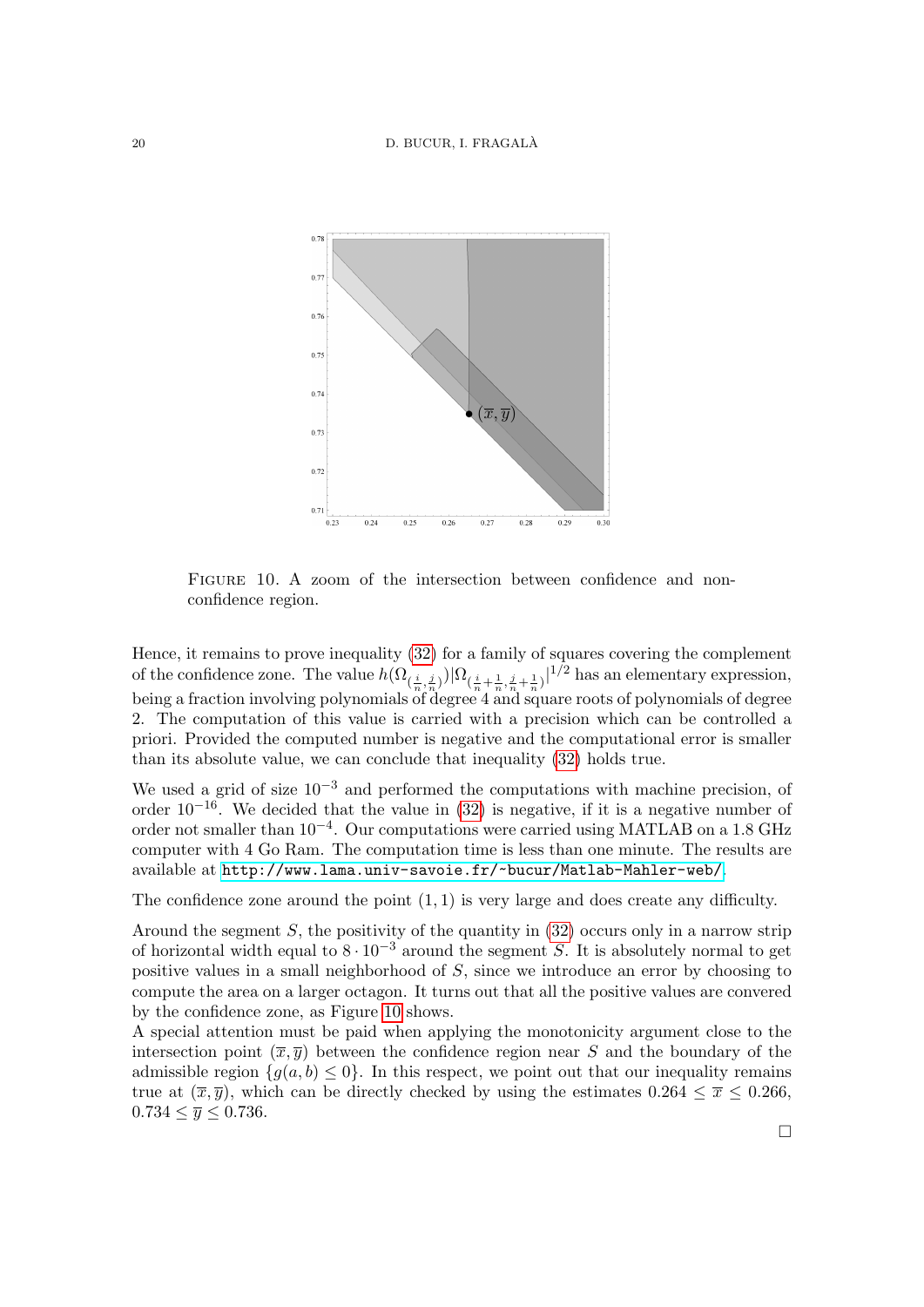FIGURE 10. A zoom of the intersection between confidence and non-confidence region.

Hence, it remains to prove inequality (32) for a family of squares covering the complement of the confidence zone. The value $h(\Omega_{(\frac{i}{n},\frac{j}{n})})|\Omega_{(\frac{i}{n}+\frac{1}{n},\frac{j}{n}+\frac{1}{n})}|^{1/2}$ has an elementary expression, being a fraction involving polynomials of degree 4 and square roots of polynomials of degree 2. The computation of this value is carried with a precision which can be controlled a priori. Provided the computed number is negative and the computational error is smaller than its absolute value, we can conclude that inequality (32) holds true.

We used a grid of size $10^{-3}$ and performed the computations with machine precision, of order $10^{-16}$. We decided that the value in (32) is negative, if it is a negative number of order not smaller than $10^{-4}$. Our computations were carried using MATLAB on a 1.8 GHz computer with 4 Go Ram. The computation time is less than one minute. The results are available at http://www.lama.univ-savoie.fr/~bucur/Matlab-Mahler-web/.

The confidence zone around the point $(1,1)$ is very large and does create any difficulty.

Around the segment $S$, the positivity of the quantity in (32) occurs only in a narrow strip of horizontal width equal to $8 \cdot 10^{-3}$ around the segment $S$. It is absolutely normal to get positive values in a small neighborhood of $S$, since we introduce an error by choosing to compute the area on a larger octagon. It turns out that all the positive values are convered by the confidence zone, as Figure 10 shows.
A special attention must be paid when applying the monotonicity argument close to the intersection point $(\overline{x}, \overline{y})$ between the confidence region near $S$ and the boundary of the admissible region $\{g(a,b) \leq 0\}$. In this respect, we point out that our inequality remains true at $(\overline{x}, \overline{y})$, which can be directly checked by using the estimates $0.264 \leq \overline{x} \leq 0.266$, $0.734 \leq \overline{y} \leq 0.736$.

□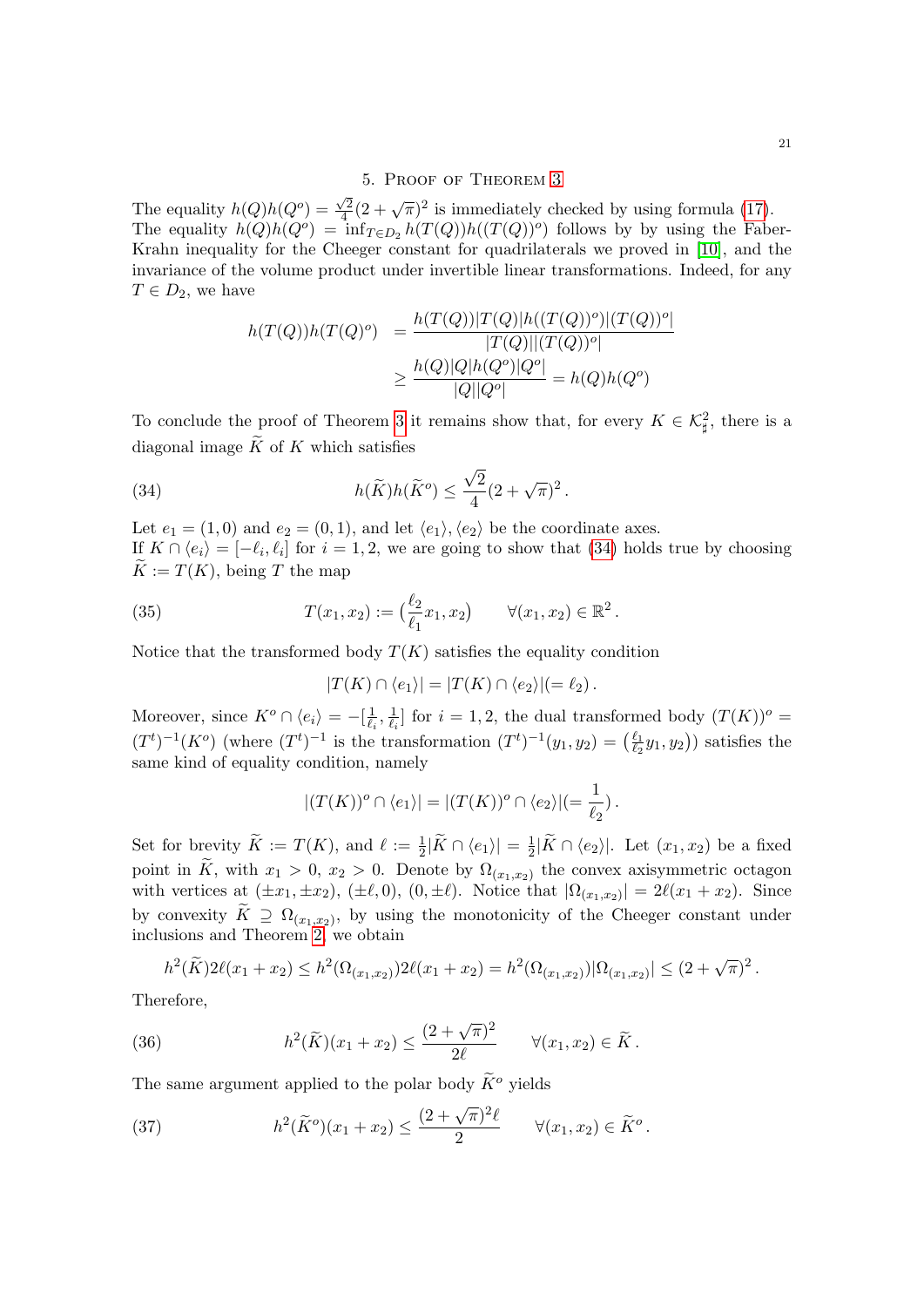## 5. Proof of Theorem 3

The equality $h(Q)h(Q^o) = \frac{\sqrt{2}}{4}(2+\sqrt{\pi})^2$ is immediately checked by using formula (17). The equality $h(Q)h(Q^o) = \inf_{T\in D_2} h(T(Q))h((T(Q))^o)$ follows by by using the Faber-Krahn inequality for the Cheeger constant for quadrilaterals we proved in [10], and the invariance of the volume product under invertible linear transformations. Indeed, for any $T \in D_2$, we have

$$\begin{aligned} h(T(Q))h(T(Q)^o) &= \frac{h(T(Q))|T(Q)|h((T(Q))^o)|(T(Q))^o|}{|T(Q)||(T(Q))^o|} \\ &\geq \frac{h(Q)|Q|h(Q^o)|Q^o|}{|Q||Q^o|} = h(Q)h(Q^o) \end{aligned}$$

To conclude the proof of Theorem 3 it remains show that, for every $K \in \mathcal{K}^2_\sharp$, there is a diagonal image $\widetilde{K}$ of $K$ which satisfies

$$h(\widetilde{K})h(\widetilde{K}^o) \leq \frac{\sqrt{2}}{4}(2+\sqrt{\pi})^2 \,. \tag{34}$$

Let $e_1 = (1,0)$ and $e_2 = (0,1)$, and let $\langle e_1\rangle, \langle e_2\rangle$ be the coordinate axes.
If $K \cap \langle e_i\rangle = [-\ell_i, \ell_i]$ for $i = 1,2$, we are going to show that (34) holds true by choosing $\widetilde{K} := T(K)$, being $T$ the map

$$T(x_1,x_2) := \big(\frac{\ell_2}{\ell_1}x_1, x_2\big) \qquad \forall (x_1,x_2) \in \mathbb{R}^2 \,. \tag{35}$$

Notice that the transformed body $T(K)$ satisfies the equality condition

$$|T(K) \cap \langle e_1\rangle| = |T(K) \cap \langle e_2\rangle| (= \ell_2) \,.$$

Moreover, since $K^o \cap \langle e_i\rangle = -[\frac{1}{\ell_i}, \frac{1}{\ell_i}]$ for $i = 1,2$, the dual transformed body $(T(K))^o = (T^t)^{-1}(K^o)$ (where $(T^t)^{-1}$ is the transformation $(T^t)^{-1}(y_1,y_2) = \big(\frac{\ell_1}{\ell_2}y_1, y_2\big)$) satisfies the same kind of equality condition, namely

$$|(T(K))^o \cap \langle e_1\rangle| = |(T(K))^o \cap \langle e_2\rangle| (= \frac{1}{\ell_2}) \,.$$

Set for brevity $\widetilde{K} := T(K)$, and $\ell := \frac{1}{2}|\widetilde{K} \cap \langle e_1\rangle| = \frac{1}{2}|\widetilde{K} \cap \langle e_2\rangle|$. Let $(x_1,x_2)$ be a fixed point in $\widetilde{K}$, with $x_1 > 0$, $x_2 > 0$. Denote by $\Omega_{(x_1,x_2)}$ the convex axisymmetric octagon with vertices at $(\pm x_1, \pm x_2)$, $(\pm\ell, 0)$, $(0, \pm\ell)$. Notice that $|\Omega_{(x_1,x_2)}| = 2\ell(x_1+x_2)$. Since by convexity $\widetilde{K} \supseteq \Omega_{(x_1,x_2)}$, by using the monotonicity of the Cheeger constant under inclusions and Theorem 2 we obtain

$$h^2(\widetilde{K})2\ell(x_1+x_2) \leq h^2(\Omega_{(x_1,x_2)})2\ell(x_1+x_2) = h^2(\Omega_{(x_1,x_2)})|\Omega_{(x_1,x_2)}| \leq (2+\sqrt{\pi})^2 \,.$$

Therefore,

$$h^2(\widetilde{K})(x_1+x_2) \leq \frac{(2+\sqrt{\pi})^2}{2\ell} \qquad \forall (x_1,x_2) \in \widetilde{K} \,. \tag{36}$$

The same argument applied to the polar body $\widetilde{K}^o$ yields

$$h^2(\widetilde{K}^o)(x_1+x_2) \leq \frac{(2+\sqrt{\pi})^2\ell}{2} \qquad \forall (x_1,x_2) \in \widetilde{K}^o \,. \tag{37}$$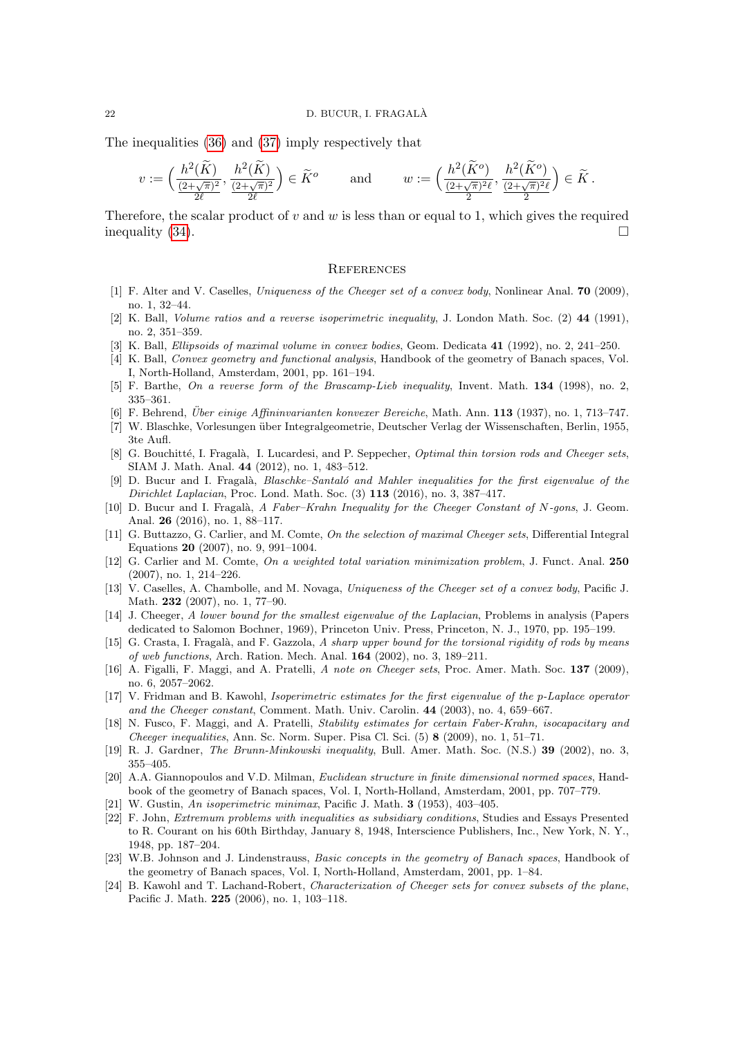The inequalities (36) and (37) imply respectively that

$$v := \Big( \frac{h^2(\widetilde K)}{\frac{(2+\sqrt{\pi})^2}{2\ell}}, \frac{h^2(\widetilde K)}{\frac{(2+\sqrt{\pi})^2}{2\ell}} \Big) \in \widetilde K^o \qquad \text{and} \qquad w := \Big( \frac{h^2(\widetilde K^o)}{\frac{(2+\sqrt{\pi})^2\ell}{2}}, \frac{h^2(\widetilde K^o)}{\frac{(2+\sqrt{\pi})^2\ell}{2}} \Big) \in \widetilde K \,.$$

Therefore, the scalar product of $v$ and $w$ is less than or equal to 1, which gives the required inequality (34). □

## References

[1] F. Alter and V. Caselles, *Uniqueness of the Cheeger set of a convex body*, Nonlinear Anal. **70** (2009), no. 1, 32–44.

[2] K. Ball, *Volume ratios and a reverse isoperimetric inequality*, J. London Math. Soc. (2) **44** (1991), no. 2, 351–359.

[3] K. Ball, *Ellipsoids of maximal volume in convex bodies*, Geom. Dedicata **41** (1992), no. 2, 241–250.

[4] K. Ball, *Convex geometry and functional analysis*, Handbook of the geometry of Banach spaces, Vol. I, North-Holland, Amsterdam, 2001, pp. 161–194.

[5] F. Barthe, *On a reverse form of the Brascamp-Lieb inequality*, Invent. Math. **134** (1998), no. 2, 335–361.

[6] F. Behrend, *Über einige Affininvarianten konvexer Bereiche*, Math. Ann. **113** (1937), no. 1, 713–747.

[7] W. Blaschke, Vorlesungen über Integralgeometrie, Deutscher Verlag der Wissenschaften, Berlin, 1955, 3te Aufl.

[8] G. Bouchitté, I. Fragalà, I. Lucardesi, and P. Seppecher, *Optimal thin torsion rods and Cheeger sets*, SIAM J. Math. Anal. **44** (2012), no. 1, 483–512.

[9] D. Bucur and I. Fragalà, *Blaschke–Santaló and Mahler inequalities for the first eigenvalue of the Dirichlet Laplacian*, Proc. Lond. Math. Soc. (3) **113** (2016), no. 3, 387–417.

[10] D. Bucur and I. Fragalà, *A Faber–Krahn Inequality for the Cheeger Constant of N-gons*, J. Geom. Anal. **26** (2016), no. 1, 88–117.

[11] G. Buttazzo, G. Carlier, and M. Comte, *On the selection of maximal Cheeger sets*, Differential Integral Equations **20** (2007), no. 9, 991–1004.

[12] G. Carlier and M. Comte, *On a weighted total variation minimization problem*, J. Funct. Anal. **250** (2007), no. 1, 214–226.

[13] V. Caselles, A. Chambolle, and M. Novaga, *Uniqueness of the Cheeger set of a convex body*, Pacific J. Math. **232** (2007), no. 1, 77–90.

[14] J. Cheeger, *A lower bound for the smallest eigenvalue of the Laplacian*, Problems in analysis (Papers dedicated to Salomon Bochner, 1969), Princeton Univ. Press, Princeton, N. J., 1970, pp. 195–199.

[15] G. Crasta, I. Fragalà, and F. Gazzola, *A sharp upper bound for the torsional rigidity of rods by means of web functions*, Arch. Ration. Mech. Anal. **164** (2002), no. 3, 189–211.

[16] A. Figalli, F. Maggi, and A. Pratelli, *A note on Cheeger sets*, Proc. Amer. Math. Soc. **137** (2009), no. 6, 2057–2062.

[17] V. Fridman and B. Kawohl, *Isoperimetric estimates for the first eigenvalue of the p-Laplace operator and the Cheeger constant*, Comment. Math. Univ. Carolin. **44** (2003), no. 4, 659–667.

[18] N. Fusco, F. Maggi, and A. Pratelli, *Stability estimates for certain Faber-Krahn, isocapacitary and Cheeger inequalities*, Ann. Sc. Norm. Super. Pisa Cl. Sci. (5) **8** (2009), no. 1, 51–71.

[19] R. J. Gardner, *The Brunn-Minkowski inequality*, Bull. Amer. Math. Soc. (N.S.) **39** (2002), no. 3, 355–405.

[20] A.A. Giannopoulos and V.D. Milman, *Euclidean structure in finite dimensional normed spaces*, Handbook of the geometry of Banach spaces, Vol. I, North-Holland, Amsterdam, 2001, pp. 707–779.

[21] W. Gustin, *An isoperimetric minimax*, Pacific J. Math. **3** (1953), 403–405.

[22] F. John, *Extremum problems with inequalities as subsidiary conditions*, Studies and Essays Presented to R. Courant on his 60th Birthday, January 8, 1948, Interscience Publishers, Inc., New York, N. Y., 1948, pp. 187–204.

[23] W.B. Johnson and J. Lindenstrauss, *Basic concepts in the geometry of Banach spaces*, Handbook of the geometry of Banach spaces, Vol. I, North-Holland, Amsterdam, 2001, pp. 1–84.

[24] B. Kawohl and T. Lachand-Robert, *Characterization of Cheeger sets for convex subsets of the plane*, Pacific J. Math. **225** (2006), no. 1, 103–118.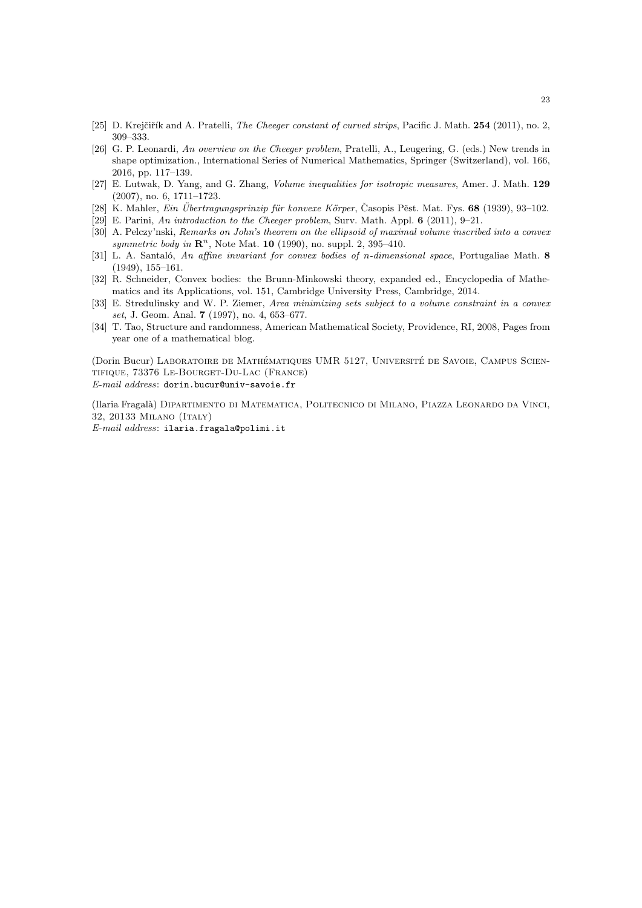[25] D. Krejčiřík and A. Pratelli, *The Cheeger constant of curved strips*, Pacific J. Math. **254** (2011), no. 2, 309–333.

[26] G. P. Leonardi, *An overview on the Cheeger problem*, Pratelli, A., Leugering, G. (eds.) New trends in shape optimization., International Series of Numerical Mathematics, Springer (Switzerland), vol. 166, 2016, pp. 117–139.

[27] E. Lutwak, D. Yang, and G. Zhang, *Volume inequalities for isotropic measures*, Amer. J. Math. **129** (2007), no. 6, 1711–1723.

[28] K. Mahler, *Ein Übertragungsprinzip für konvexe Körper*, Časopis Pěst. Mat. Fys. **68** (1939), 93–102.

[29] E. Parini, *An introduction to the Cheeger problem*, Surv. Math. Appl. **6** (2011), 9–21.

[30] A. Pelczy'nski, *Remarks on John's theorem on the ellipsoid of maximal volume inscribed into a convex symmetric body in* $\mathbf{R}^n$, Note Mat. **10** (1990), no. suppl. 2, 395–410.

[31] L. A. Santaló, *An affine invariant for convex bodies of $n$-dimensional space*, Portugaliae Math. **8** (1949), 155–161.

[32] R. Schneider, Convex bodies: the Brunn-Minkowski theory, expanded ed., Encyclopedia of Mathematics and its Applications, vol. 151, Cambridge University Press, Cambridge, 2014.

[33] E. Stredulinsky and W. P. Ziemer, *Area minimizing sets subject to a volume constraint in a convex set*, J. Geom. Anal. **7** (1997), no. 4, 653–677.

[34] T. Tao, Structure and randomness, American Mathematical Society, Providence, RI, 2008, Pages from year one of a mathematical blog.

(Dorin Bucur) Laboratoire de Mathématiques UMR 5127, Université de Savoie, Campus Scientifique, 73376 Le-Bourget-Du-Lac (France)
*E-mail address*: dorin.bucur@univ-savoie.fr

(Ilaria Fragalà) Dipartimento di Matematica, Politecnico di Milano, Piazza Leonardo da Vinci, 32, 20133 Milano (Italy)
*E-mail address*: ilaria.fragala@polimi.it